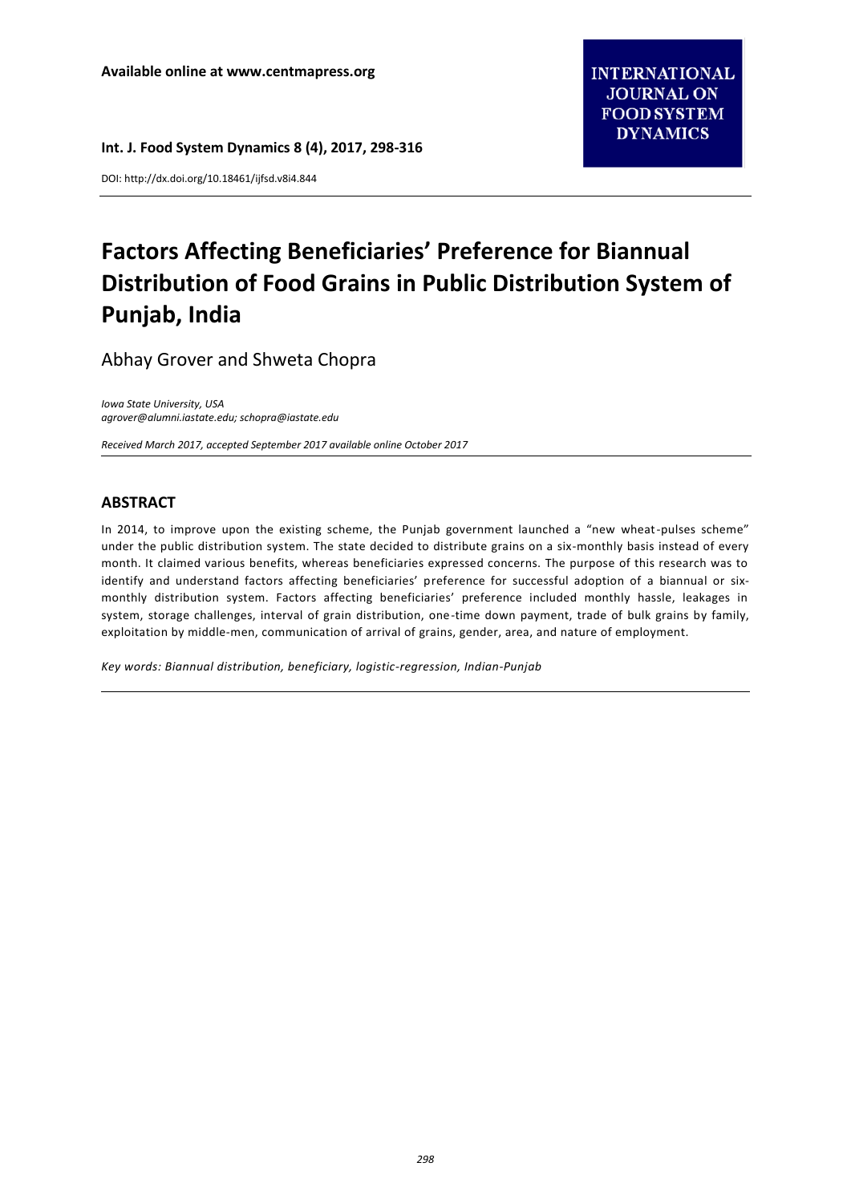**Available online at www.centmapress.org**

**INTERNATIONAL JOURNAL ON FOOD SYSTEM DYNAMICS**

**Int. J. Food System Dynamics 8 (4), 2017, 298-316**

DOI: http://dx.doi.org/10.18461/ijfsd.v8i4.844

# Factors Affecting Beneficiaries' Preference for Biannual Distribution of Food Grains in Public Distribution System of Punjab, India

Abhay Grover and Shweta Chopra

*Iowa State University, USA*
*agrover@alumni.iastate.edu; schopra@iastate.edu*

*Received March 2017, accepted September 2017 available online October 2017*

## ABSTRACT

In 2014, to improve upon the existing scheme, the Punjab government launched a "new wheat-pulses scheme" under the public distribution system. The state decided to distribute grains on a six-monthly basis instead of every month. It claimed various benefits, whereas beneficiaries expressed concerns. The purpose of this research was to identify and understand factors affecting beneficiaries' preference for successful adoption of a biannual or six-monthly distribution system. Factors affecting beneficiaries' preference included monthly hassle, leakages in system, storage challenges, interval of grain distribution, one-time down payment, trade of bulk grains by family, exploitation by middle-men, communication of arrival of grains, gender, area, and nature of employment.

*Key words: Biannual distribution, beneficiary, logistic-regression, Indian-Punjab*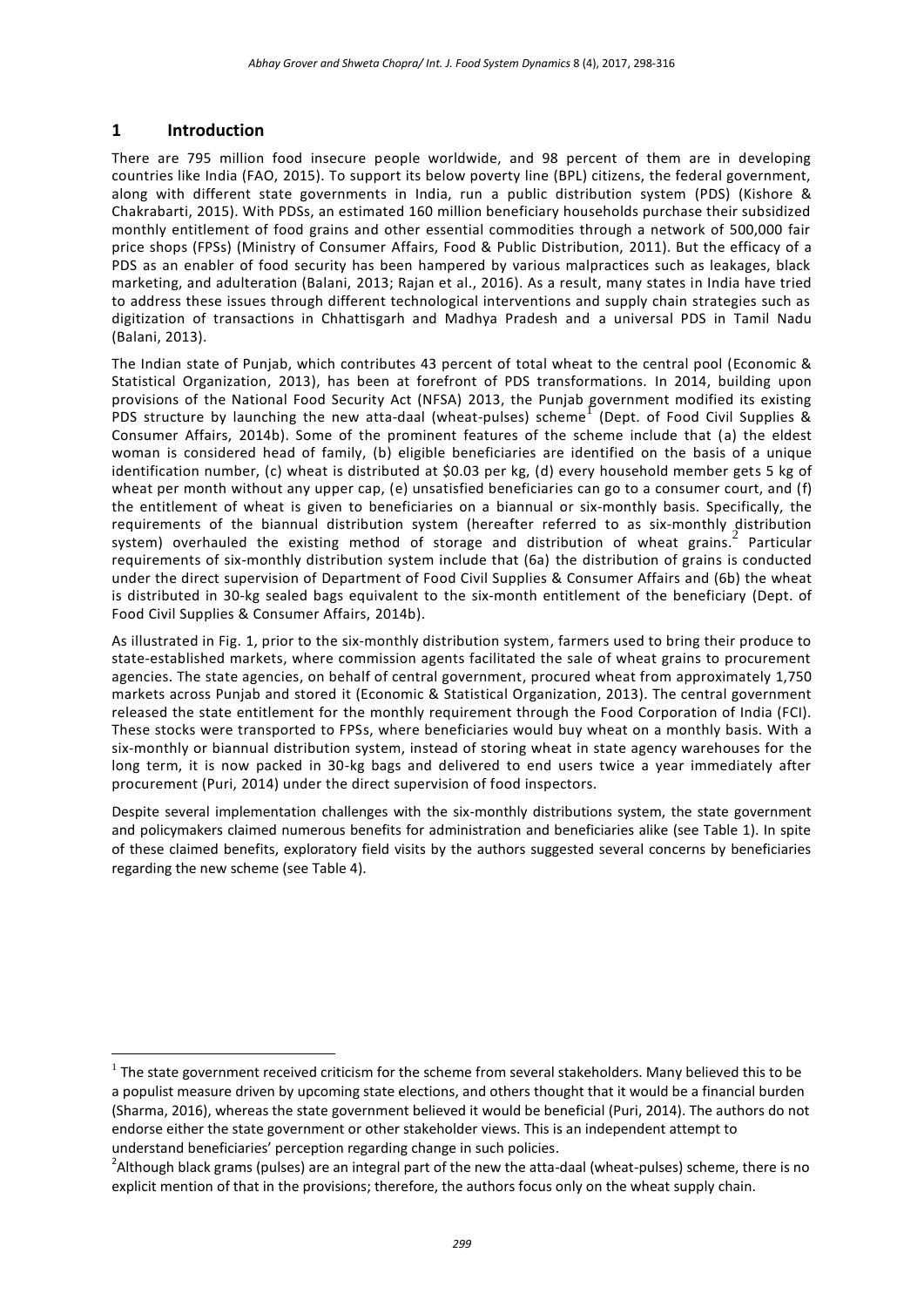## 1 Introduction

There are 795 million food insecure people worldwide, and 98 percent of them are in developing countries like India (FAO, 2015). To support its below poverty line (BPL) citizens, the federal government, along with different state governments in India, run a public distribution system (PDS) (Kishore & Chakrabarti, 2015). With PDSs, an estimated 160 million beneficiary households purchase their subsidized monthly entitlement of food grains and other essential commodities through a network of 500,000 fair price shops (FPSs) (Ministry of Consumer Affairs, Food & Public Distribution, 2011). But the efficacy of a PDS as an enabler of food security has been hampered by various malpractices such as leakages, black marketing, and adulteration (Balani, 2013; Rajan et al., 2016). As a result, many states in India have tried to address these issues through different technological interventions and supply chain strategies such as digitization of transactions in Chhattisgarh and Madhya Pradesh and a universal PDS in Tamil Nadu (Balani, 2013).

The Indian state of Punjab, which contributes 43 percent of total wheat to the central pool (Economic & Statistical Organization, 2013), has been at forefront of PDS transformations. In 2014, building upon provisions of the National Food Security Act (NFSA) 2013, the Punjab government modified its existing PDS structure by launching the new atta-daal (wheat-pulses) scheme[1] (Dept. of Food Civil Supplies & Consumer Affairs, 2014b). Some of the prominent features of the scheme include that (a) the eldest woman is considered head of family, (b) eligible beneficiaries are identified on the basis of a unique identification number, (c) wheat is distributed at \$0.03 per kg, (d) every household member gets 5 kg of wheat per month without any upper cap, (e) unsatisfied beneficiaries can go to a consumer court, and (f) the entitlement of wheat is given to beneficiaries on a biannual or six-monthly basis. Specifically, the requirements of the biannual distribution system (hereafter referred to as six-monthly distribution system) overhauled the existing method of storage and distribution of wheat grains.[2] Particular requirements of six-monthly distribution system include that (6a) the distribution of grains is conducted under the direct supervision of Department of Food Civil Supplies & Consumer Affairs and (6b) the wheat is distributed in 30-kg sealed bags equivalent to the six-month entitlement of the beneficiary (Dept. of Food Civil Supplies & Consumer Affairs, 2014b).

As illustrated in Fig. 1, prior to the six-monthly distribution system, farmers used to bring their produce to state-established markets, where commission agents facilitated the sale of wheat grains to procurement agencies. The state agencies, on behalf of central government, procured wheat from approximately 1,750 markets across Punjab and stored it (Economic & Statistical Organization, 2013). The central government released the state entitlement for the monthly requirement through the Food Corporation of India (FCI). These stocks were transported to FPSs, where beneficiaries would buy wheat on a monthly basis. With a six-monthly or biannual distribution system, instead of storing wheat in state agency warehouses for the long term, it is now packed in 30-kg bags and delivered to end users twice a year immediately after procurement (Puri, 2014) under the direct supervision of food inspectors.

Despite several implementation challenges with the six-monthly distributions system, the state government and policymakers claimed numerous benefits for administration and beneficiaries alike (see Table 1). In spite of these claimed benefits, exploratory field visits by the authors suggested several concerns by beneficiaries regarding the new scheme (see Table 4).

---

[1] The state government received criticism for the scheme from several stakeholders. Many believed this to be a populist measure driven by upcoming state elections, and others thought that it would be a financial burden (Sharma, 2016), whereas the state government believed it would be beneficial (Puri, 2014). The authors do not endorse either the state government or other stakeholder views. This is an independent attempt to understand beneficiaries' perception regarding change in such policies.

[2] Although black grams (pulses) are an integral part of the new the atta-daal (wheat-pulses) scheme, there is no explicit mention of that in the provisions; therefore, the authors focus only on the wheat supply chain.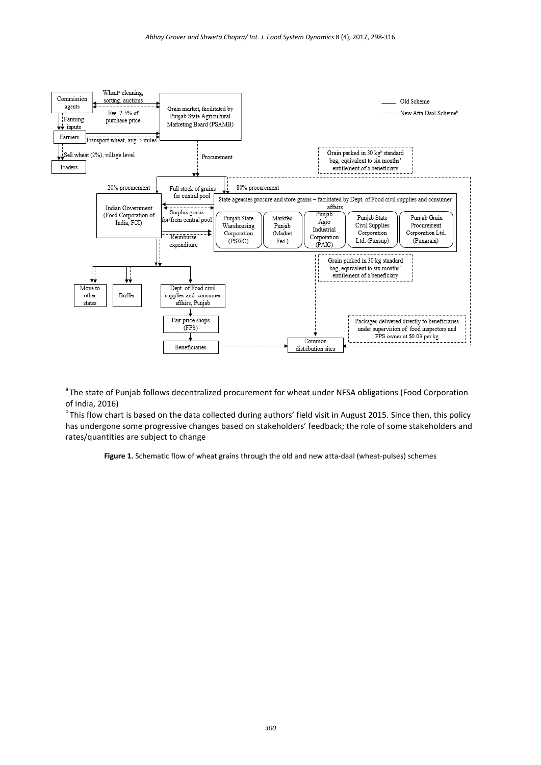Commission agents

Wheat[a] cleaning, sorting, auctions

Fee 2.5% of purchase price

Grain market, facilitated by Punjab State Agricultural Marketing Board (PSAMB)

Farming inputs

Farmers

Transport wheat, avg. 5 miles

Sell wheat (2%), village level

Traders

Procurement

Old Scheme

New Atta Daal Scheme[b]

Grain packed in 30 kg[b] standard bag, equivalent to six months' entitlement of a beneficiary

20% procurement

Full stock of grains for central pool

80% procurement

Indian Government (Food Corporation of India, FCI)

Surplus grains for/from central pool

Reimburse expenditure

State agencies procure and store grains – facilitated by Dept. of Food civil supplies and consumer affairs

Punjab State Warehousing Corporation (PSWC)

Markfed Punjab (Market Fed.)

Punjab Agro Industrial Corporation (PAIC)

Punjab State Civil Supplies Corporation Ltd. (Punsup)

Punjab Grain Procurement Corporation Ltd. (Pungrain)

Grain packed in 30 kg standard bag, equivalent to six months' entitlement of a beneficiary

Move to other states

Buffer

Dept. of Food civil supplies and consumer affairs, Punjab

Fair price shops (FPS)

Beneficiaries

Common distribution sites

Packages delivered directly to beneficiaries under supervision of food inspectors and FPS owner at $0.03 per kg

[a] The state of Punjab follows decentralized procurement for wheat under NFSA obligations (Food Corporation of India, 2016)

[b] This flow chart is based on the data collected during authors' field visit in August 2015. Since then, this policy has undergone some progressive changes based on stakeholders' feedback; the role of some stakeholders and rates/quantities are subject to change

**Figure 1.** Schematic flow of wheat grains through the old and new atta-daal (wheat-pulses) schemes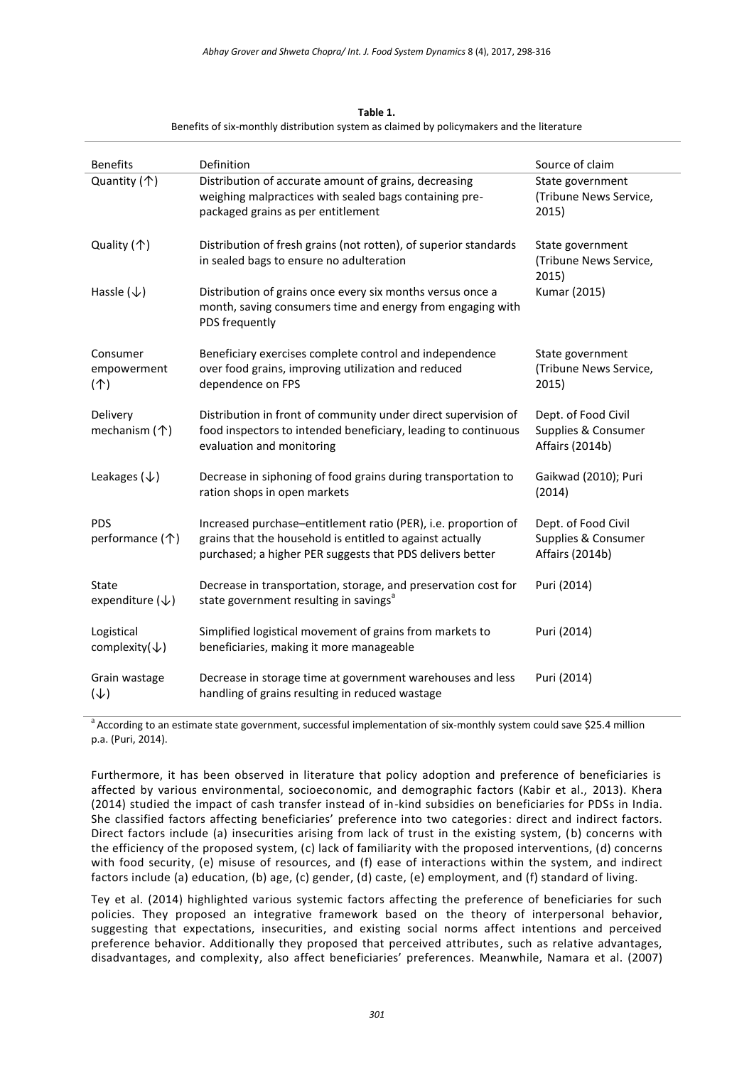**Table 1.**
Benefits of six-monthly distribution system as claimed by policymakers and the literature

| Benefits | Definition | Source of claim |
|---|---|---|
| Quantity (↑) | Distribution of accurate amount of grains, decreasing weighing malpractices with sealed bags containing pre-packaged grains as per entitlement | State government (Tribune News Service, 2015) |
| Quality (↑) | Distribution of fresh grains (not rotten), of superior standards in sealed bags to ensure no adulteration | State government (Tribune News Service, 2015) |
| Hassle (↓) | Distribution of grains once every six months versus once a month, saving consumers time and energy from engaging with PDS frequently | Kumar (2015) |
| Consumer empowerment (↑) | Beneficiary exercises complete control and independence over food grains, improving utilization and reduced dependence on FPS | State government (Tribune News Service, 2015) |
| Delivery mechanism (↑) | Distribution in front of community under direct supervision of food inspectors to intended beneficiary, leading to continuous evaluation and monitoring | Dept. of Food Civil Supplies & Consumer Affairs (2014b) |
| Leakages (↓) | Decrease in siphoning of food grains during transportation to ration shops in open markets | Gaikwad (2010); Puri (2014) |
| PDS performance (↑) | Increased purchase–entitlement ratio (PER), i.e. proportion of grains that the household is entitled to against actually purchased; a higher PER suggests that PDS delivers better | Dept. of Food Civil Supplies & Consumer Affairs (2014b) |
| State expenditure (↓) | Decrease in transportation, storage, and preservation cost for state government resulting in savings[a] | Puri (2014) |
| Logistical complexity(↓) | Simplified logistical movement of grains from markets to beneficiaries, making it more manageable | Puri (2014) |
| Grain wastage (↓) | Decrease in storage time at government warehouses and less handling of grains resulting in reduced wastage | Puri (2014) |

[a] According to an estimate state government, successful implementation of six-monthly system could save $25.4 million p.a. (Puri, 2014).

Furthermore, it has been observed in literature that policy adoption and preference of beneficiaries is affected by various environmental, socioeconomic, and demographic factors (Kabir et al., 2013). Khera (2014) studied the impact of cash transfer instead of in-kind subsidies on beneficiaries for PDSs in India. She classified factors affecting beneficiaries' preference into two categories: direct and indirect factors. Direct factors include (a) insecurities arising from lack of trust in the existing system, (b) concerns with the efficiency of the proposed system, (c) lack of familiarity with the proposed interventions, (d) concerns with food security, (e) misuse of resources, and (f) ease of interactions within the system, and indirect factors include (a) education, (b) age, (c) gender, (d) caste, (e) employment, and (f) standard of living.

Tey et al. (2014) highlighted various systemic factors affecting the preference of beneficiaries for such policies. They proposed an integrative framework based on the theory of interpersonal behavior, suggesting that expectations, insecurities, and existing social norms affect intentions and perceived preference behavior. Additionally they proposed that perceived attributes, such as relative advantages, disadvantages, and complexity, also affect beneficiaries' preferences. Meanwhile, Namara et al. (2007)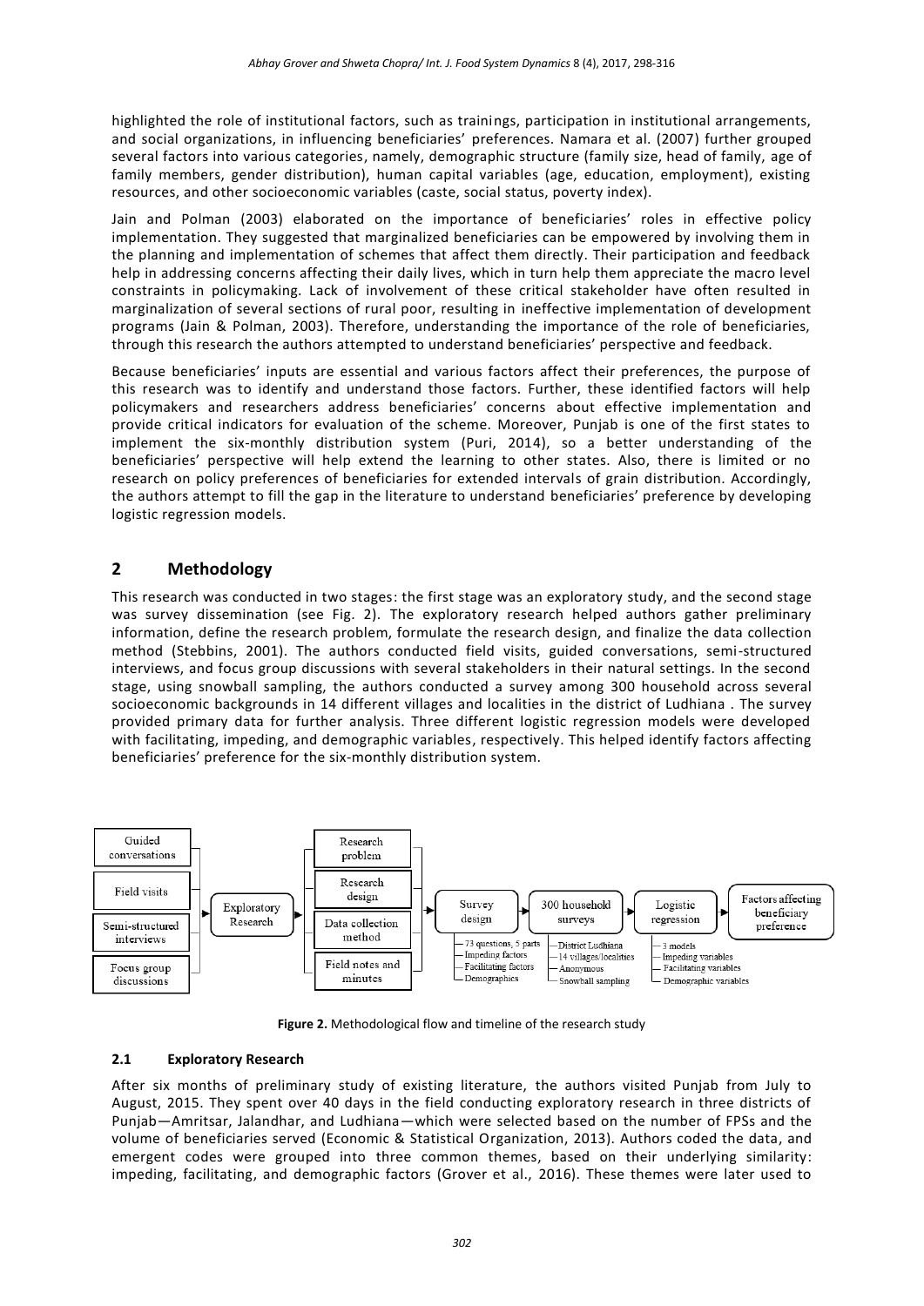highlighted the role of institutional factors, such as trainings, participation in institutional arrangements, and social organizations, in influencing beneficiaries' preferences. Namara et al. (2007) further grouped several factors into various categories, namely, demographic structure (family size, head of family, age of family members, gender distribution), human capital variables (age, education, employment), existing resources, and other socioeconomic variables (caste, social status, poverty index).

Jain and Polman (2003) elaborated on the importance of beneficiaries' roles in effective policy implementation. They suggested that marginalized beneficiaries can be empowered by involving them in the planning and implementation of schemes that affect them directly. Their participation and feedback help in addressing concerns affecting their daily lives, which in turn help them appreciate the macro level constraints in policymaking. Lack of involvement of these critical stakeholder have often resulted in marginalization of several sections of rural poor, resulting in ineffective implementation of development programs (Jain & Polman, 2003). Therefore, understanding the importance of the role of beneficiaries, through this research the authors attempted to understand beneficiaries' perspective and feedback.

Because beneficiaries' inputs are essential and various factors affect their preferences, the purpose of this research was to identify and understand those factors. Further, these identified factors will help policymakers and researchers address beneficiaries' concerns about effective implementation and provide critical indicators for evaluation of the scheme. Moreover, Punjab is one of the first states to implement the six-monthly distribution system (Puri, 2014), so a better understanding of the beneficiaries' perspective will help extend the learning to other states. Also, there is limited or no research on policy preferences of beneficiaries for extended intervals of grain distribution. Accordingly, the authors attempt to fill the gap in the literature to understand beneficiaries' preference by developing logistic regression models.

## 2 Methodology

This research was conducted in two stages: the first stage was an exploratory study, and the second stage was survey dissemination (see Fig. 2). The exploratory research helped authors gather preliminary information, define the research problem, formulate the research design, and finalize the data collection method (Stebbins, 2001). The authors conducted field visits, guided conversations, semi-structured interviews, and focus group discussions with several stakeholders in their natural settings. In the second stage, using snowball sampling, the authors conducted a survey among 300 household across several socioeconomic backgrounds in 14 different villages and localities in the district of Ludhiana . The survey provided primary data for further analysis. Three different logistic regression models were developed with facilitating, impeding, and demographic variables, respectively. This helped identify factors affecting beneficiaries' preference for the six-monthly distribution system.

Guided conversations
Field visits
Semi-structured interviews
Focus group discussions
Exploratory Research
Research problem
Research design
Data collection method
Field notes and minutes
Survey design
– 73 questions, 5 parts
– Impeding factors
– Facilitating factors
– Demographics
300 household surveys
– District Ludhiana
– 14 villages/localities
– Anonymous
– Snowball sampling
Logistic regression
– 3 models
– Impeding variables
– Facilitating variables
– Demographic variables
Factors affecting beneficiary preference

**Figure 2.** Methodological flow and timeline of the research study

### 2.1 Exploratory Research

After six months of preliminary study of existing literature, the authors visited Punjab from July to August, 2015. They spent over 40 days in the field conducting exploratory research in three districts of Punjab—Amritsar, Jalandhar, and Ludhiana—which were selected based on the number of FPSs and the volume of beneficiaries served (Economic & Statistical Organization, 2013). Authors coded the data, and emergent codes were grouped into three common themes, based on their underlying similarity: impeding, facilitating, and demographic factors (Grover et al., 2016). These themes were later used to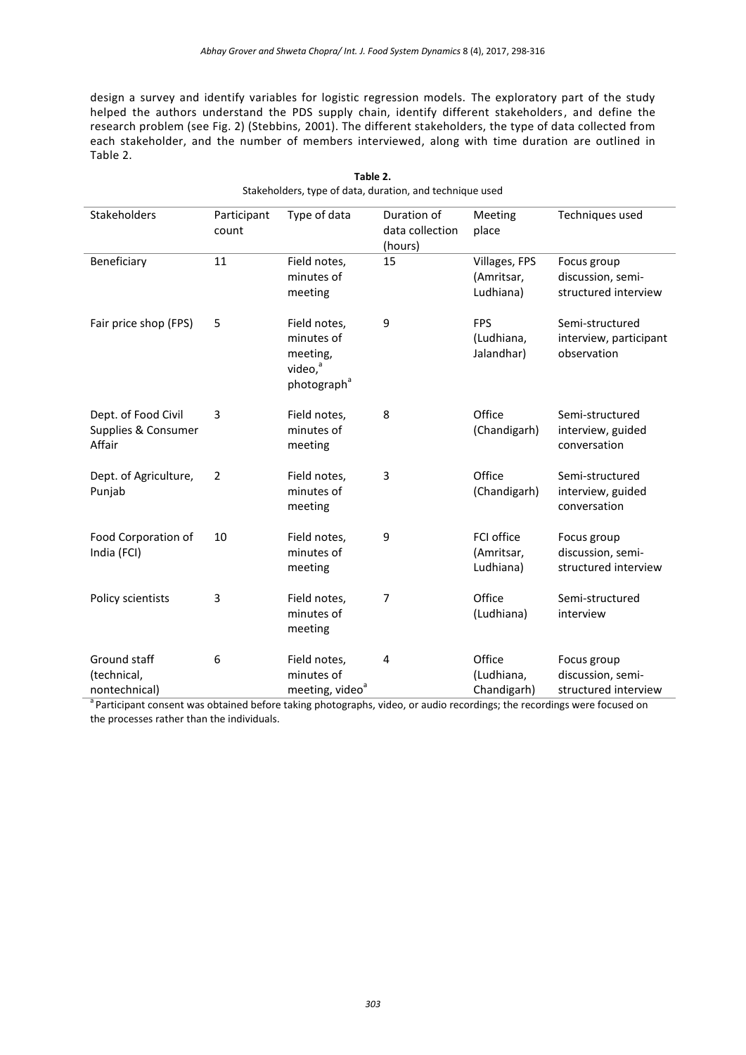design a survey and identify variables for logistic regression models. The exploratory part of the study helped the authors understand the PDS supply chain, identify different stakeholders, and define the research problem (see Fig. 2) (Stebbins, 2001). The different stakeholders, the type of data collected from each stakeholder, and the number of members interviewed, along with time duration are outlined in Table 2.

**Table 2.**
Stakeholders, type of data, duration, and technique used

| Stakeholders | Participant count | Type of data | Duration of data collection (hours) | Meeting place | Techniques used |
|---|---|---|---|---|---|
| Beneficiary | 11 | Field notes, minutes of meeting | 15 | Villages, FPS (Amritsar, Ludhiana) | Focus group discussion, semi-structured interview |
| Fair price shop (FPS) | 5 | Field notes, minutes of meeting, video,[a] photograph[a] | 9 | FPS (Ludhiana, Jalandhar) | Semi-structured interview, participant observation |
| Dept. of Food Civil Supplies & Consumer Affair | 3 | Field notes, minutes of meeting | 8 | Office (Chandigarh) | Semi-structured interview, guided conversation |
| Dept. of Agriculture, Punjab | 2 | Field notes, minutes of meeting | 3 | Office (Chandigarh) | Semi-structured interview, guided conversation |
| Food Corporation of India (FCI) | 10 | Field notes, minutes of meeting | 9 | FCI office (Amritsar, Ludhiana) | Focus group discussion, semi-structured interview |
| Policy scientists | 3 | Field notes, minutes of meeting | 7 | Office (Ludhiana) | Semi-structured interview |
| Ground staff (technical, nontechnical) | 6 | Field notes, minutes of meeting, video[a] | 4 | Office (Ludhiana, Chandigarh) | Focus group discussion, semi-structured interview |

[a] Participant consent was obtained before taking photographs, video, or audio recordings; the recordings were focused on the processes rather than the individuals.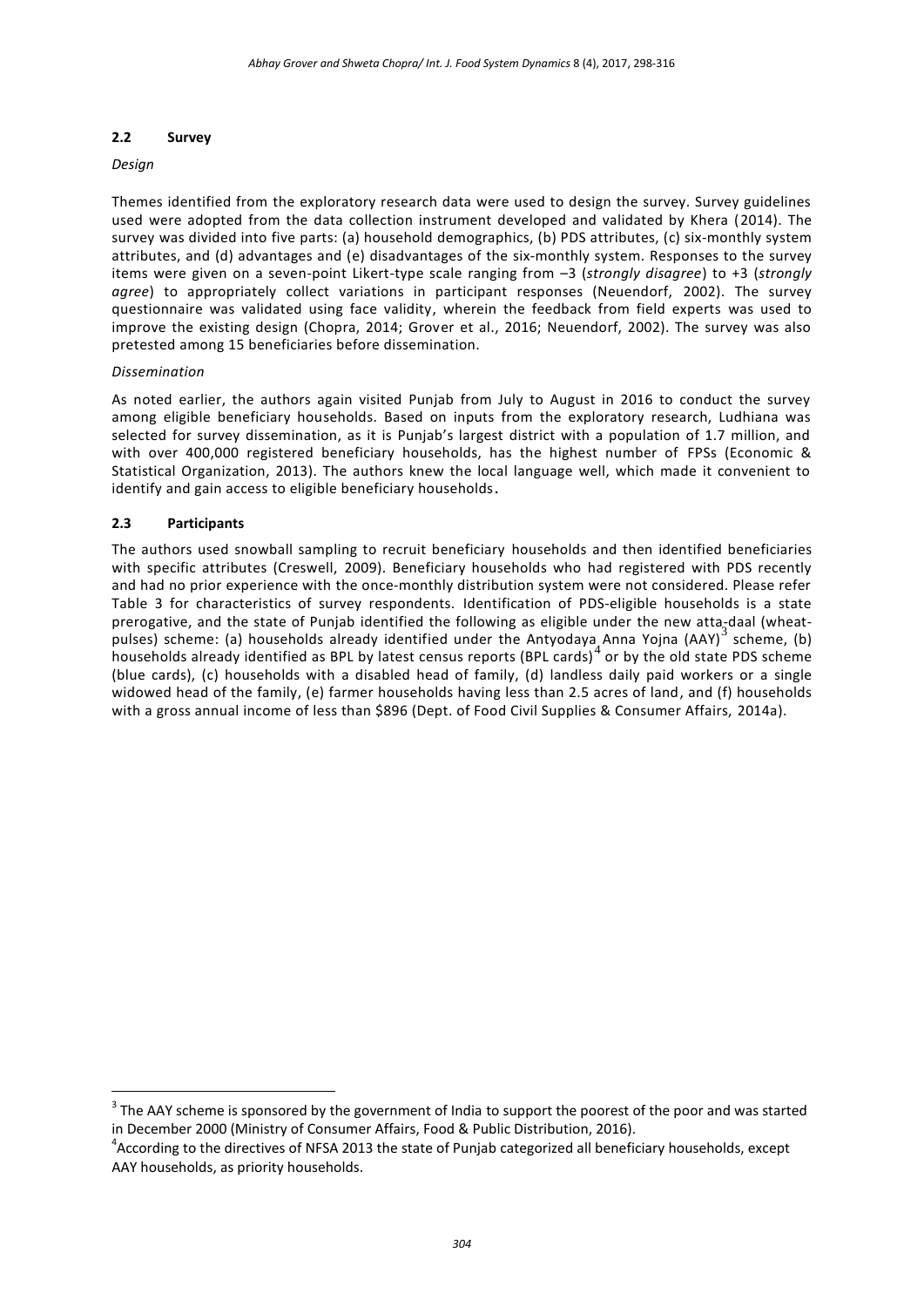## 2.2 Survey

*Design*

Themes identified from the exploratory research data were used to design the survey. Survey guidelines used were adopted from the data collection instrument developed and validated by Khera (2014). The survey was divided into five parts: (a) household demographics, (b) PDS attributes, (c) six-monthly system attributes, and (d) advantages and (e) disadvantages of the six-monthly system. Responses to the survey items were given on a seven-point Likert-type scale ranging from –3 (*strongly disagree*) to +3 (*strongly agree*) to appropriately collect variations in participant responses (Neuendorf, 2002). The survey questionnaire was validated using face validity, wherein the feedback from field experts was used to improve the existing design (Chopra, 2014; Grover et al., 2016; Neuendorf, 2002). The survey was also pretested among 15 beneficiaries before dissemination.

*Dissemination*

As noted earlier, the authors again visited Punjab from July to August in 2016 to conduct the survey among eligible beneficiary households. Based on inputs from the exploratory research, Ludhiana was selected for survey dissemination, as it is Punjab's largest district with a population of 1.7 million, and with over 400,000 registered beneficiary households, has the highest number of FPSs (Economic & Statistical Organization, 2013). The authors knew the local language well, which made it convenient to identify and gain access to eligible beneficiary households.

## 2.3 Participants

The authors used snowball sampling to recruit beneficiary households and then identified beneficiaries with specific attributes (Creswell, 2009). Beneficiary households who had registered with PDS recently and had no prior experience with the once-monthly distribution system were not considered. Please refer Table 3 for characteristics of survey respondents. Identification of PDS-eligible households is a state prerogative, and the state of Punjab identified the following as eligible under the new atta-daal (wheat-pulses) scheme: (a) households already identified under the Antyodaya Anna Yojna (AAY)[3] scheme, (b) households already identified as BPL by latest census reports (BPL cards)[4] or by the old state PDS scheme (blue cards), (c) households with a disabled head of family, (d) landless daily paid workers or a single widowed head of the family, (e) farmer households having less than 2.5 acres of land, and (f) households with a gross annual income of less than \$896 (Dept. of Food Civil Supplies & Consumer Affairs, 2014a).

---

[3] The AAY scheme is sponsored by the government of India to support the poorest of the poor and was started in December 2000 (Ministry of Consumer Affairs, Food & Public Distribution, 2016).

[4] According to the directives of NFSA 2013 the state of Punjab categorized all beneficiary households, except AAY households, as priority households.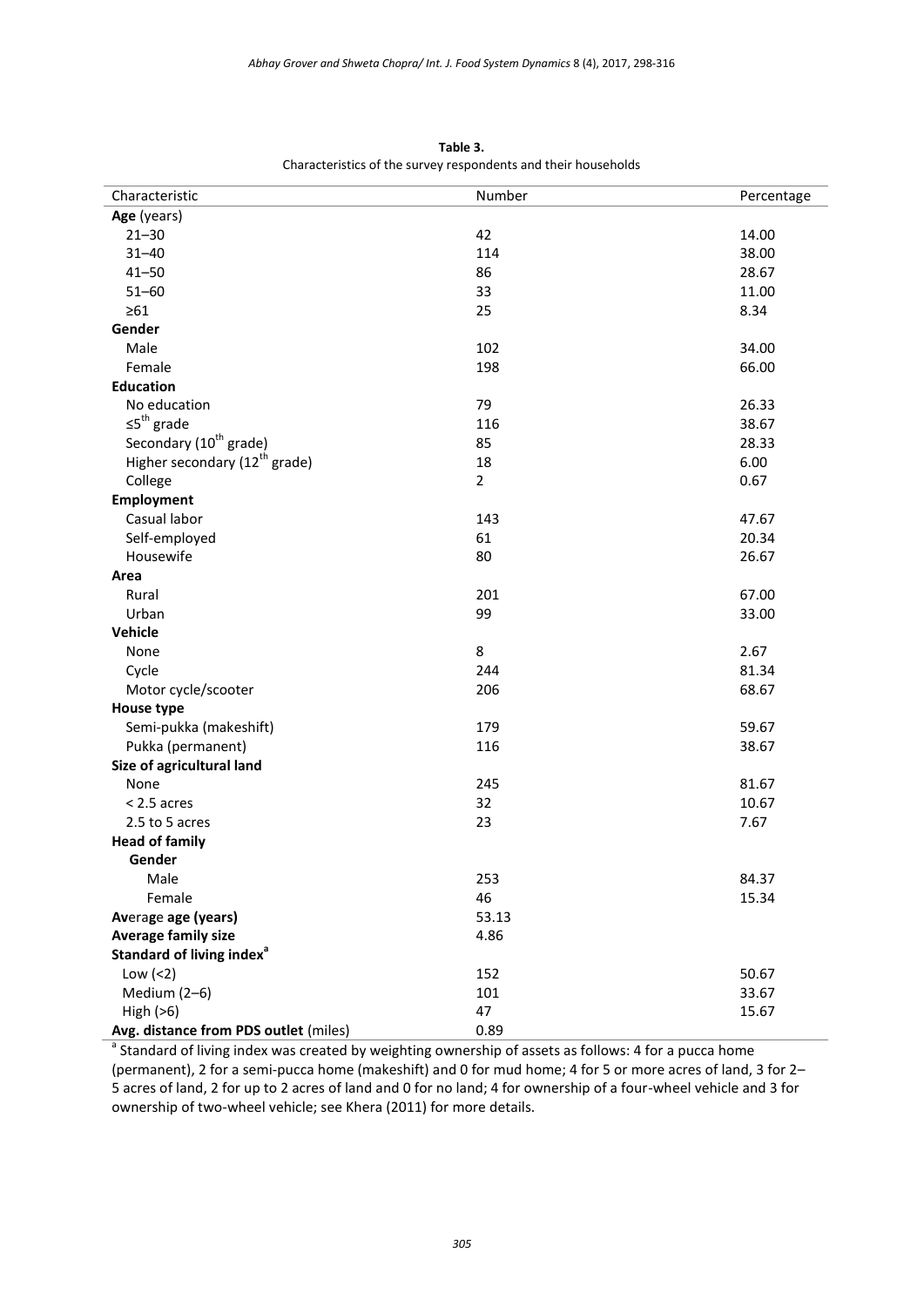**Table 3.**
Characteristics of the survey respondents and their households

| Characteristic | Number | Percentage |
|---|---|---|
| **Age** (years) | | |
| 21–30 | 42 | 14.00 |
| 31–40 | 114 | 38.00 |
| 41–50 | 86 | 28.67 |
| 51–60 | 33 | 11.00 |
| ≥61 | 25 | 8.34 |
| **Gender** | | |
| Male | 102 | 34.00 |
| Female | 198 | 66.00 |
| **Education** | | |
| No education | 79 | 26.33 |
| ≤5th grade | 116 | 38.67 |
| Secondary (10th grade) | 85 | 28.33 |
| Higher secondary (12th grade) | 18 | 6.00 |
| College | 2 | 0.67 |
| **Employment** | | |
| Casual labor | 143 | 47.67 |
| Self-employed | 61 | 20.34 |
| Housewife | 80 | 26.67 |
| **Area** | | |
| Rural | 201 | 67.00 |
| Urban | 99 | 33.00 |
| **Vehicle** | | |
| None | 8 | 2.67 |
| Cycle | 244 | 81.34 |
| Motor cycle/scooter | 206 | 68.67 |
| **House type** | | |
| Semi-pukka (makeshift) | 179 | 59.67 |
| Pukka (permanent) | 116 | 38.67 |
| **Size of agricultural land** | | |
| None | 245 | 81.67 |
| < 2.5 acres | 32 | 10.67 |
| 2.5 to 5 acres | 23 | 7.67 |
| **Head of family** | | |
| **Gender** | | |
| Male | 253 | 84.37 |
| Female | 46 | 15.34 |
| **Average age (years)** | 53.13 | |
| **Average family size** | 4.86 | |
| **Standard of living index**[a] | | |
| Low (<2) | 152 | 50.67 |
| Medium (2–6) | 101 | 33.67 |
| High (>6) | 47 | 15.67 |
| **Avg. distance from PDS outlet** (miles) | 0.89 | |

[a] Standard of living index was created by weighting ownership of assets as follows: 4 for a pucca home (permanent), 2 for a semi-pucca home (makeshift) and 0 for mud home; 4 for 5 or more acres of land, 3 for 2–5 acres of land, 2 for up to 2 acres of land and 0 for no land; 4 for ownership of a four-wheel vehicle and 3 for ownership of two-wheel vehicle; see Khera (2011) for more details.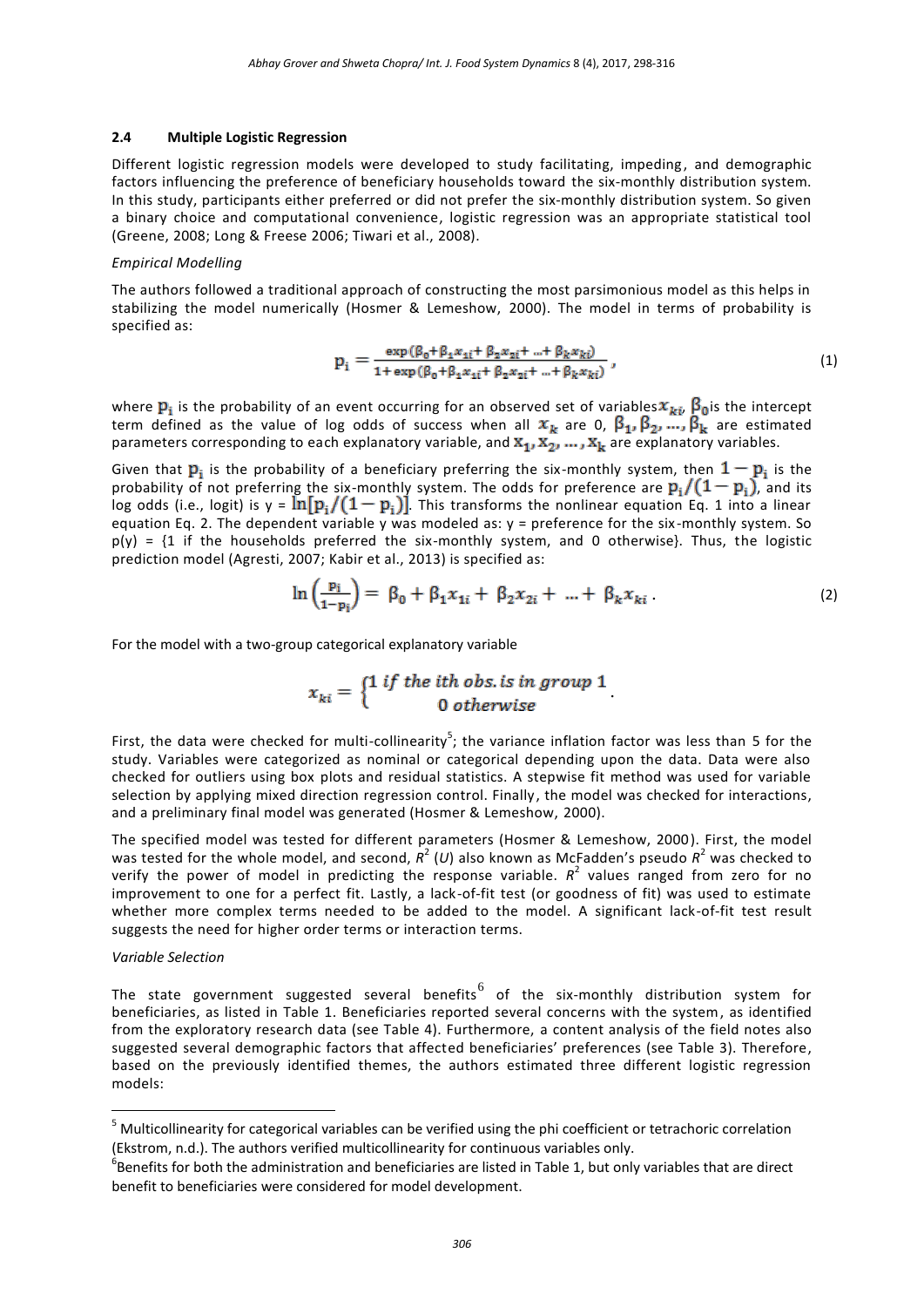### 2.4 Multiple Logistic Regression

Different logistic regression models were developed to study facilitating, impeding, and demographic factors influencing the preference of beneficiary households toward the six-monthly distribution system. In this study, participants either preferred or did not prefer the six-monthly distribution system. So given a binary choice and computational convenience, logistic regression was an appropriate statistical tool (Greene, 2008; Long & Freese 2006; Tiwari et al., 2008).

*Empirical Modelling*

The authors followed a traditional approach of constructing the most parsimonious model as this helps in stabilizing the model numerically (Hosmer & Lemeshow, 2000). The model in terms of probability is specified as:

$$\mathrm{p_i} = \frac{\exp(\beta_0 + \beta_1 x_{1i} + \beta_2 x_{2i} + \ldots + \beta_k x_{ki})}{1 + \exp(\beta_0 + \beta_1 x_{1i} + \beta_2 x_{2i} + \ldots + \beta_k x_{ki})}, \tag{1}$$

where $\mathrm{p_i}$ is the probability of an event occurring for an observed set of variables $x_{ki}$, $\beta_0$ is the intercept term defined as the value of log odds of success when all $x_k$ are 0, $\beta_1, \beta_2, \ldots, \beta_k$ are estimated parameters corresponding to each explanatory variable, and $\mathrm{x_1, x_2, \ldots, x_k}$ are explanatory variables.

Given that $\mathrm{p_i}$ is the probability of a beneficiary preferring the six-monthly system, then $1 - \mathrm{p_i}$ is the probability of not preferring the six-monthly system. The odds for preference are $\mathrm{p_i}/(1 - \mathrm{p_i})$, and its log odds (i.e., logit) is y = $\ln[\mathrm{p_i}/(1 - \mathrm{p_i})]$. This transforms the nonlinear equation Eq. 1 into a linear equation Eq. 2. The dependent variable y was modeled as: y = preference for the six-monthly system. So p(y) = {1 if the households preferred the six-monthly system, and 0 otherwise}. Thus, the logistic prediction model (Agresti, 2007; Kabir et al., 2013) is specified as:

$$\ln\left(\frac{\mathrm{p_i}}{1 - \mathrm{p_i}}\right) = \beta_0 + \beta_1 x_{1i} + \beta_2 x_{2i} + \ldots + \beta_k x_{ki}. \tag{2}$$

For the model with a two-group categorical explanatory variable

$$x_{ki} = \begin{cases} 1 \text{ if the ith obs. is in group } 1 \\ 0 \text{ otherwise} \end{cases}.$$

First, the data were checked for multi-collinearity[5]; the variance inflation factor was less than 5 for the study. Variables were categorized as nominal or categorical depending upon the data. Data were also checked for outliers using box plots and residual statistics. A stepwise fit method was used for variable selection by applying mixed direction regression control. Finally, the model was checked for interactions, and a preliminary final model was generated (Hosmer & Lemeshow, 2000).

The specified model was tested for different parameters (Hosmer & Lemeshow, 2000). First, the model was tested for the whole model, and second, $R^2$ (*U*) also known as McFadden's pseudo $R^2$ was checked to verify the power of model in predicting the response variable. $R^2$ values ranged from zero for no improvement to one for a perfect fit. Lastly, a lack-of-fit test (or goodness of fit) was used to estimate whether more complex terms needed to be added to the model. A significant lack-of-fit test result suggests the need for higher order terms or interaction terms.

*Variable Selection*

The state government suggested several benefits[6] of the six-monthly distribution system for beneficiaries, as listed in Table 1. Beneficiaries reported several concerns with the system, as identified from the exploratory research data (see Table 4). Furthermore, a content analysis of the field notes also suggested several demographic factors that affected beneficiaries' preferences (see Table 3). Therefore, based on the previously identified themes, the authors estimated three different logistic regression models:

---

[5] Multicollinearity for categorical variables can be verified using the phi coefficient or tetrachoric correlation (Ekstrom, n.d.). The authors verified multicollinearity for continuous variables only.

[6] Benefits for both the administration and beneficiaries are listed in Table 1, but only variables that are direct benefit to beneficiaries were considered for model development.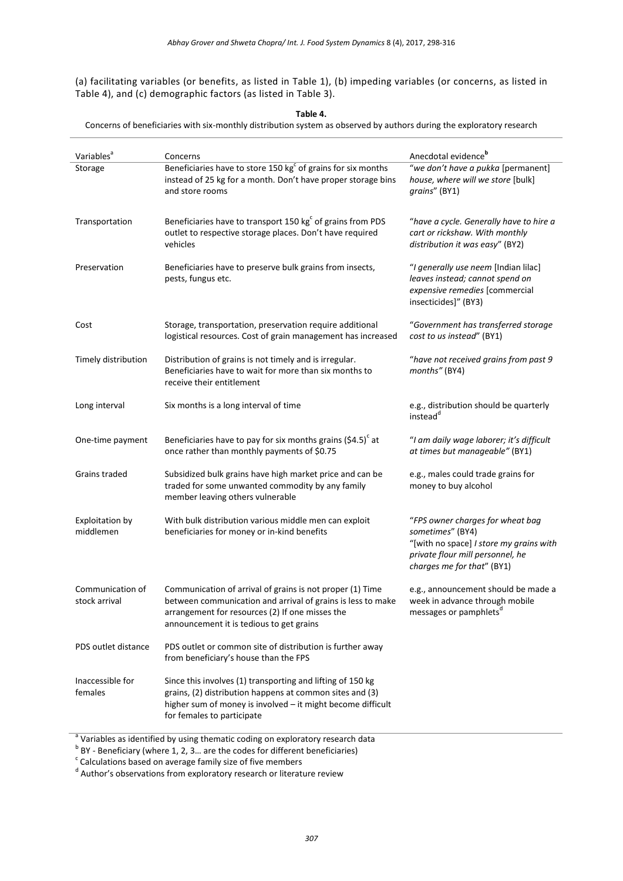(a) facilitating variables (or benefits, as listed in Table 1), (b) impeding variables (or concerns, as listed in Table 4), and (c) demographic factors (as listed in Table 3).

**Table 4.**
Concerns of beneficiaries with six-monthly distribution system as observed by authors during the exploratory research

| Variables[a] | Concerns | Anecdotal evidence[b] |
|---|---|---|
| Storage | Beneficiaries have to store 150 kg[c] of grains for six months instead of 25 kg for a month. Don't have proper storage bins and store rooms | "*we don't have a pukka* [permanent] *house, where will we store* [bulk] *grains*" (BY1) |
| Transportation | Beneficiaries have to transport 150 kg[c] of grains from PDS outlet to respective storage places. Don't have required vehicles | "*have a cycle. Generally have to hire a cart or rickshaw. With monthly distribution it was easy*" (BY2) |
| Preservation | Beneficiaries have to preserve bulk grains from insects, pests, fungus etc. | "*I generally use neem* [Indian lilac] *leaves instead; cannot spend on expensive remedies* [commercial insecticides]" (BY3) |
| Cost | Storage, transportation, preservation require additional logistical resources. Cost of grain management has increased | "*Government has transferred storage cost to us instead*" (BY1) |
| Timely distribution | Distribution of grains is not timely and is irregular. Beneficiaries have to wait for more than six months to receive their entitlement | "*have not received grains from past 9 months"* (BY4) |
| Long interval | Six months is a long interval of time | e.g., distribution should be quarterly instead[d] |
| One-time payment | Beneficiaries have to pay for six months grains ($4.5)[c] at once rather than monthly payments of $0.75 | "*I am daily wage laborer; it's difficult at times but manageable"* (BY1) |
| Grains traded | Subsidized bulk grains have high market price and can be traded for some unwanted commodity by any family member leaving others vulnerable | e.g., males could trade grains for money to buy alcohol |
| Exploitation by middlemen | With bulk distribution various middle men can exploit beneficiaries for money or in-kind benefits | "*FPS owner charges for wheat bag sometimes*" (BY4) "[with no space] *I store my grains with private flour mill personnel, he charges me for that*" (BY1) |
| Communication of stock arrival | Communication of arrival of grains is not proper (1) Time between communication and arrival of grains is less to make arrangement for resources (2) If one misses the announcement it is tedious to get grains | e.g., announcement should be made a week in advance through mobile messages or pamphlets[d] |
| PDS outlet distance | PDS outlet or common site of distribution is further away from beneficiary's house than the FPS | |
| Inaccessible for females | Since this involves (1) transporting and lifting of 150 kg grains, (2) distribution happens at common sites and (3) higher sum of money is involved – it might become difficult for females to participate | |

[a] Variables as identified by using thematic coding on exploratory research data
[b] BY - Beneficiary (where 1, 2, 3… are the codes for different beneficiaries)
[c] Calculations based on average family size of five members
[d] Author's observations from exploratory research or literature review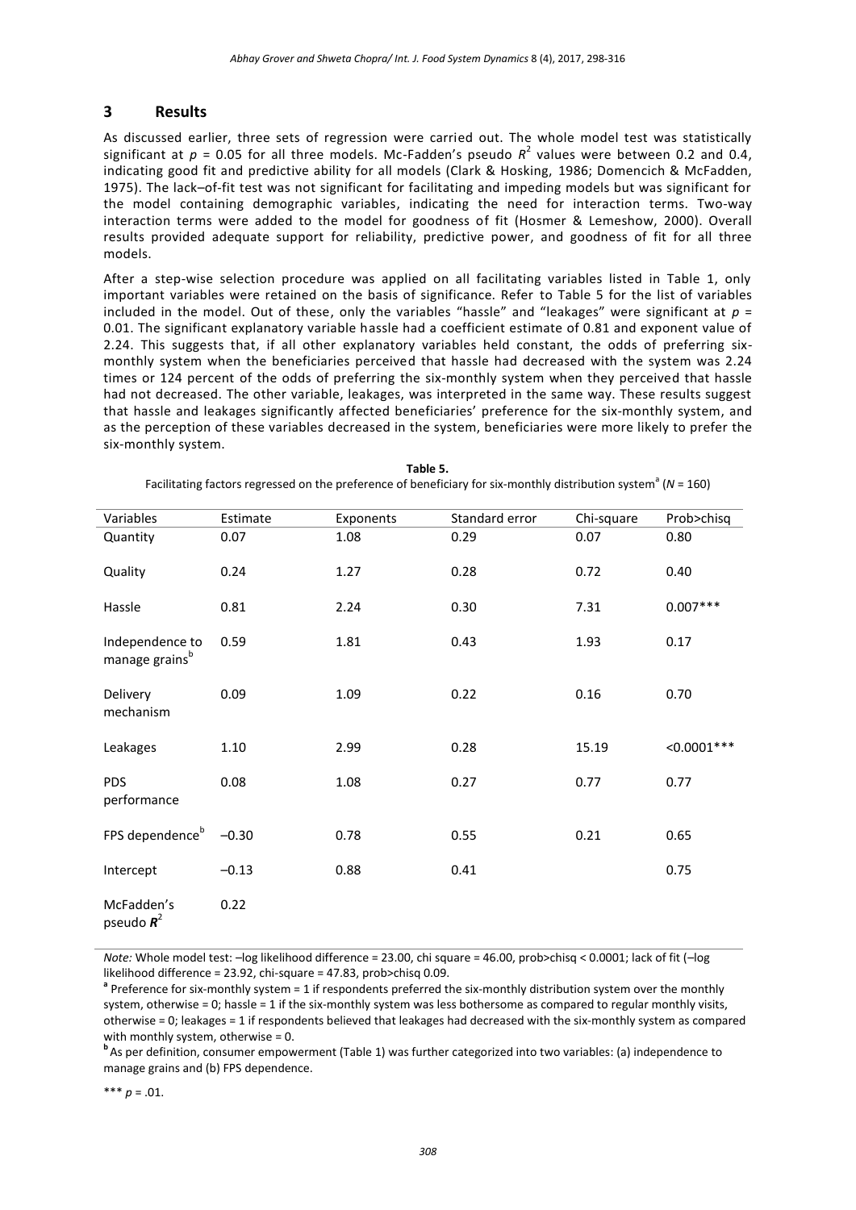## 3 Results

As discussed earlier, three sets of regression were carried out. The whole model test was statistically significant at $p$ = 0.05 for all three models. Mc-Fadden's pseudo $R^2$ values were between 0.2 and 0.4, indicating good fit and predictive ability for all models (Clark & Hosking, 1986; Domencich & McFadden, 1975). The lack–of-fit test was not significant for facilitating and impeding models but was significant for the model containing demographic variables, indicating the need for interaction terms. Two-way interaction terms were added to the model for goodness of fit (Hosmer & Lemeshow, 2000). Overall results provided adequate support for reliability, predictive power, and goodness of fit for all three models.

After a step-wise selection procedure was applied on all facilitating variables listed in Table 1, only important variables were retained on the basis of significance. Refer to Table 5 for the list of variables included in the model. Out of these, only the variables "hassle" and "leakages" were significant at $p$ = 0.01. The significant explanatory variable hassle had a coefficient estimate of 0.81 and exponent value of 2.24. This suggests that, if all other explanatory variables held constant, the odds of preferring six-monthly system when the beneficiaries perceived that hassle had decreased with the system was 2.24 times or 124 percent of the odds of preferring the six-monthly system when they perceived that hassle had not decreased. The other variable, leakages, was interpreted in the same way. These results suggest that hassle and leakages significantly affected beneficiaries' preference for the six-monthly system, and as the perception of these variables decreased in the system, beneficiaries were more likely to prefer the six-monthly system.

**Table 5.**
Facilitating factors regressed on the preference of beneficiary for six-monthly distribution system[a] ($N$ = 160)

| Variables | Estimate | Exponents | Standard error | Chi-square | Prob>chisq |
|---|---|---|---|---|---|
| Quantity | 0.07 | 1.08 | 0.29 | 0.07 | 0.80 |
| Quality | 0.24 | 1.27 | 0.28 | 0.72 | 0.40 |
| Hassle | 0.81 | 2.24 | 0.30 | 7.31 | 0.007*** |
| Independence to manage grains[b] | 0.59 | 1.81 | 0.43 | 1.93 | 0.17 |
| Delivery mechanism | 0.09 | 1.09 | 0.22 | 0.16 | 0.70 |
| Leakages | 1.10 | 2.99 | 0.28 | 15.19 | <0.0001*** |
| PDS performance | 0.08 | 1.08 | 0.27 | 0.77 | 0.77 |
| FPS dependence[b] | –0.30 | 0.78 | 0.55 | 0.21 | 0.65 |
| Intercept | –0.13 | 0.88 | 0.41 | | 0.75 |
| McFadden's pseudo $R^2$ | 0.22 | | | | |

*Note:* Whole model test: –log likelihood difference = 23.00, chi square = 46.00, prob>chisq < 0.0001; lack of fit (–log likelihood difference = 23.92, chi-square = 47.83, prob>chisq 0.09.

[a] Preference for six-monthly system = 1 if respondents preferred the six-monthly distribution system over the monthly system, otherwise = 0; hassle = 1 if the six-monthly system was less bothersome as compared to regular monthly visits, otherwise = 0; leakages = 1 if respondents believed that leakages had decreased with the six-monthly system as compared with monthly system, otherwise = 0.

[b] As per definition, consumer empowerment (Table 1) was further categorized into two variables: (a) independence to manage grains and (b) FPS dependence.

*** $p$ = .01.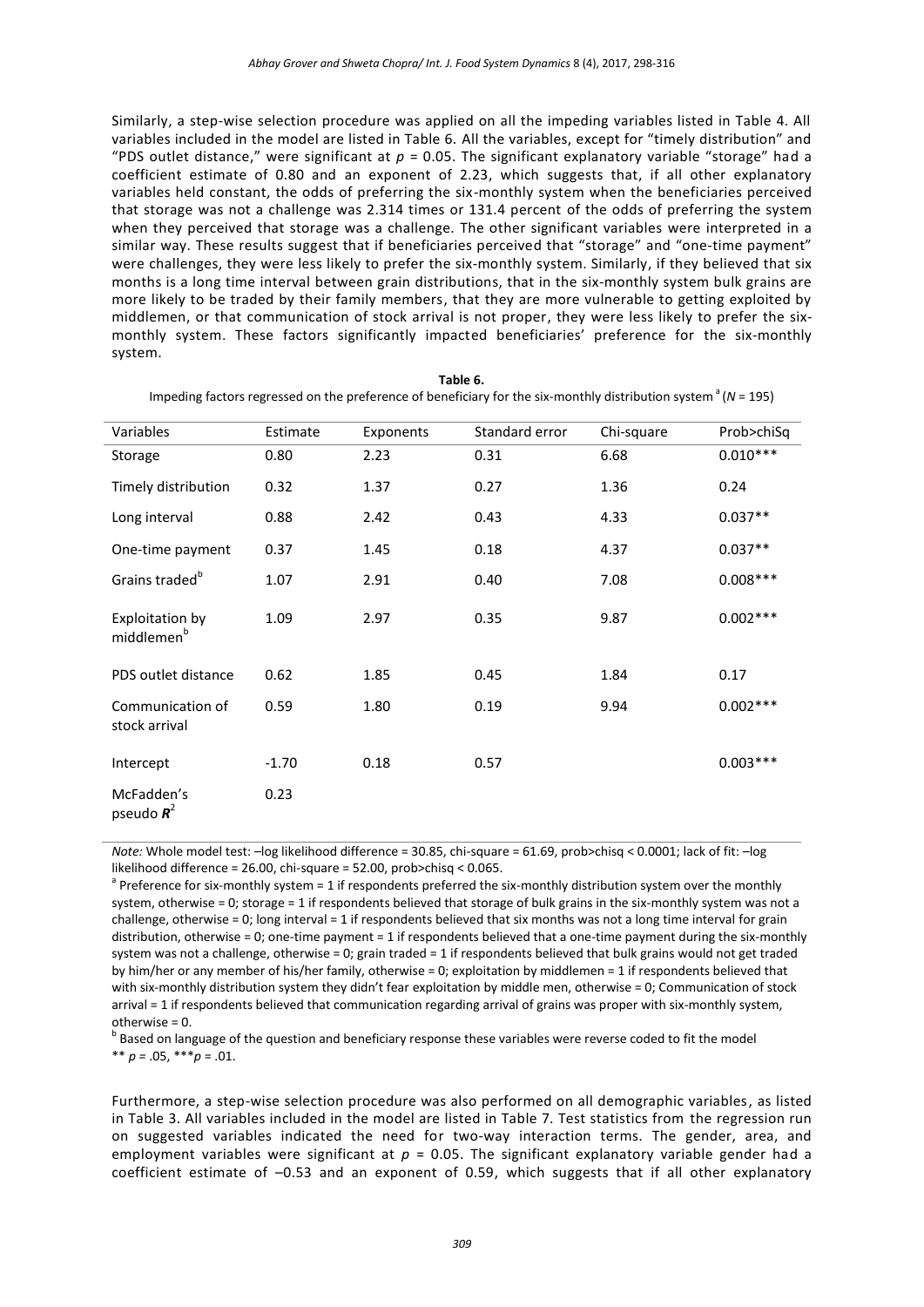Similarly, a step-wise selection procedure was applied on all the impeding variables listed in Table 4. All variables included in the model are listed in Table 6. All the variables, except for "timely distribution" and "PDS outlet distance," were significant at $p$ = 0.05. The significant explanatory variable "storage" had a coefficient estimate of 0.80 and an exponent of 2.23, which suggests that, if all other explanatory variables held constant, the odds of preferring the six-monthly system when the beneficiaries perceived that storage was not a challenge was 2.314 times or 131.4 percent of the odds of preferring the system when they perceived that storage was a challenge. The other significant variables were interpreted in a similar way. These results suggest that if beneficiaries perceived that "storage" and "one-time payment" were challenges, they were less likely to prefer the six-monthly system. Similarly, if they believed that six months is a long time interval between grain distributions, that in the six-monthly system bulk grains are more likely to be traded by their family members, that they are more vulnerable to getting exploited by middlemen, or that communication of stock arrival is not proper, they were less likely to prefer the six-monthly system. These factors significantly impacted beneficiaries' preference for the six-monthly system.

**Table 6.**

Impeding factors regressed on the preference of beneficiary for the six-monthly distribution system [a] ($N$ = 195)

| Variables | Estimate | Exponents | Standard error | Chi-square | Prob>chiSq |
|---|---|---|---|---|---|
| Storage | 0.80 | 2.23 | 0.31 | 6.68 | 0.010*** |
| Timely distribution | 0.32 | 1.37 | 0.27 | 1.36 | 0.24 |
| Long interval | 0.88 | 2.42 | 0.43 | 4.33 | 0.037** |
| One-time payment | 0.37 | 1.45 | 0.18 | 4.37 | 0.037** |
| Grains traded[b] | 1.07 | 2.91 | 0.40 | 7.08 | 0.008*** |
| Exploitation by middlemen[b] | 1.09 | 2.97 | 0.35 | 9.87 | 0.002*** |
| PDS outlet distance | 0.62 | 1.85 | 0.45 | 1.84 | 0.17 |
| Communication of stock arrival | 0.59 | 1.80 | 0.19 | 9.94 | 0.002*** |
| Intercept | -1.70 | 0.18 | 0.57 | | 0.003*** |
| McFadden's pseudo $R^2$ | 0.23 | | | | |

*Note:* Whole model test: –log likelihood difference = 30.85, chi-square = 61.69, prob>chisq < 0.0001; lack of fit: –log likelihood difference = 26.00, chi-square = 52.00, prob>chisq < 0.065.

[a] Preference for six-monthly system = 1 if respondents preferred the six-monthly distribution system over the monthly system, otherwise = 0; storage = 1 if respondents believed that storage of bulk grains in the six-monthly system was not a challenge, otherwise = 0; long interval = 1 if respondents believed that six months was not a long time interval for grain distribution, otherwise = 0; one-time payment = 1 if respondents believed that a one-time payment during the six-monthly system was not a challenge, otherwise = 0; grain traded = 1 if respondents believed that bulk grains would not get traded by him/her or any member of his/her family, otherwise = 0; exploitation by middlemen = 1 if respondents believed that with six-monthly distribution system they didn't fear exploitation by middle men, otherwise = 0; Communication of stock arrival = 1 if respondents believed that communication regarding arrival of grains was proper with six-monthly system, otherwise = 0.

[b] Based on language of the question and beneficiary response these variables were reverse coded to fit the model

** $p$ = .05, ***$p$ = .01.

Furthermore, a step-wise selection procedure was also performed on all demographic variables, as listed in Table 3. All variables included in the model are listed in Table 7. Test statistics from the regression run on suggested variables indicated the need for two-way interaction terms. The gender, area, and employment variables were significant at $p$ = 0.05. The significant explanatory variable gender had a coefficient estimate of –0.53 and an exponent of 0.59, which suggests that if all other explanatory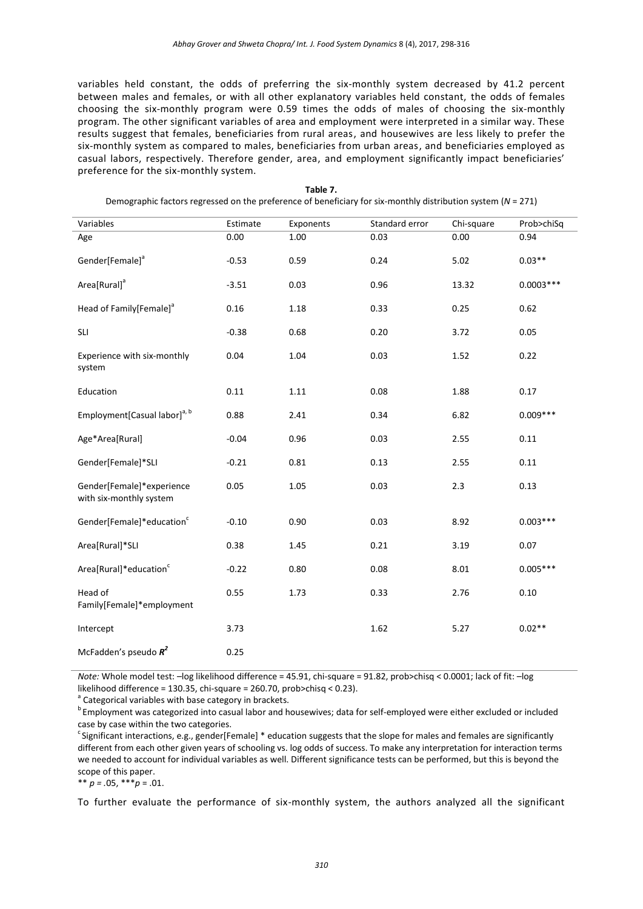variables held constant, the odds of preferring the six-monthly system decreased by 41.2 percent between males and females, or with all other explanatory variables held constant, the odds of females choosing the six-monthly program were 0.59 times the odds of males of choosing the six-monthly program. The other significant variables of area and employment were interpreted in a similar way. These results suggest that females, beneficiaries from rural areas, and housewives are less likely to prefer the six-monthly system as compared to males, beneficiaries from urban areas, and beneficiaries employed as casual labors, respectively. Therefore gender, area, and employment significantly impact beneficiaries' preference for the six-monthly system.

**Table 7.**
Demographic factors regressed on the preference of beneficiary for six-monthly distribution system ($N$ = 271)

| Variables | Estimate | Exponents | Standard error | Chi-square | Prob>chiSq |
|---|---|---|---|---|---|
| Age | 0.00 | 1.00 | 0.03 | 0.00 | 0.94 |
| Gender[Female][a] | -0.53 | 0.59 | 0.24 | 5.02 | 0.03** |
| Area[Rural][a] | -3.51 | 0.03 | 0.96 | 13.32 | 0.0003*** |
| Head of Family[Female][a] | 0.16 | 1.18 | 0.33 | 0.25 | 0.62 |
| SLI | -0.38 | 0.68 | 0.20 | 3.72 | 0.05 |
| Experience with six-monthly system | 0.04 | 1.04 | 0.03 | 1.52 | 0.22 |
| Education | 0.11 | 1.11 | 0.08 | 1.88 | 0.17 |
| Employment[Casual labor][a, b] | 0.88 | 2.41 | 0.34 | 6.82 | 0.009*** |
| Age*Area[Rural] | -0.04 | 0.96 | 0.03 | 2.55 | 0.11 |
| Gender[Female]*SLI | -0.21 | 0.81 | 0.13 | 2.55 | 0.11 |
| Gender[Female]*experience with six-monthly system | 0.05 | 1.05 | 0.03 | 2.3 | 0.13 |
| Gender[Female]*education[c] | -0.10 | 0.90 | 0.03 | 8.92 | 0.003*** |
| Area[Rural]*SLI | 0.38 | 1.45 | 0.21 | 3.19 | 0.07 |
| Area[Rural]*education[c] | -0.22 | 0.80 | 0.08 | 8.01 | 0.005*** |
| Head of Family[Female]*employment | 0.55 | 1.73 | 0.33 | 2.76 | 0.10 |
| Intercept | 3.73 | | 1.62 | 5.27 | 0.02** |
| McFadden's pseudo $R^2$ | 0.25 | | | | |

*Note:* Whole model test: –log likelihood difference = 45.91, chi-square = 91.82, prob>chisq < 0.0001; lack of fit: –log likelihood difference = 130.35, chi-square = 260.70, prob>chisq < 0.23).

[a] Categorical variables with base category in brackets.

[b] Employment was categorized into casual labor and housewives; data for self-employed were either excluded or included case by case within the two categories.

[c] Significant interactions, e.g., gender[Female] * education suggests that the slope for males and females are significantly different from each other given years of schooling vs. log odds of success. To make any interpretation for interaction terms we needed to account for individual variables as well. Different significance tests can be performed, but this is beyond the scope of this paper.

** $p$ = .05, *** $p$ = .01.

To further evaluate the performance of six-monthly system, the authors analyzed all the significant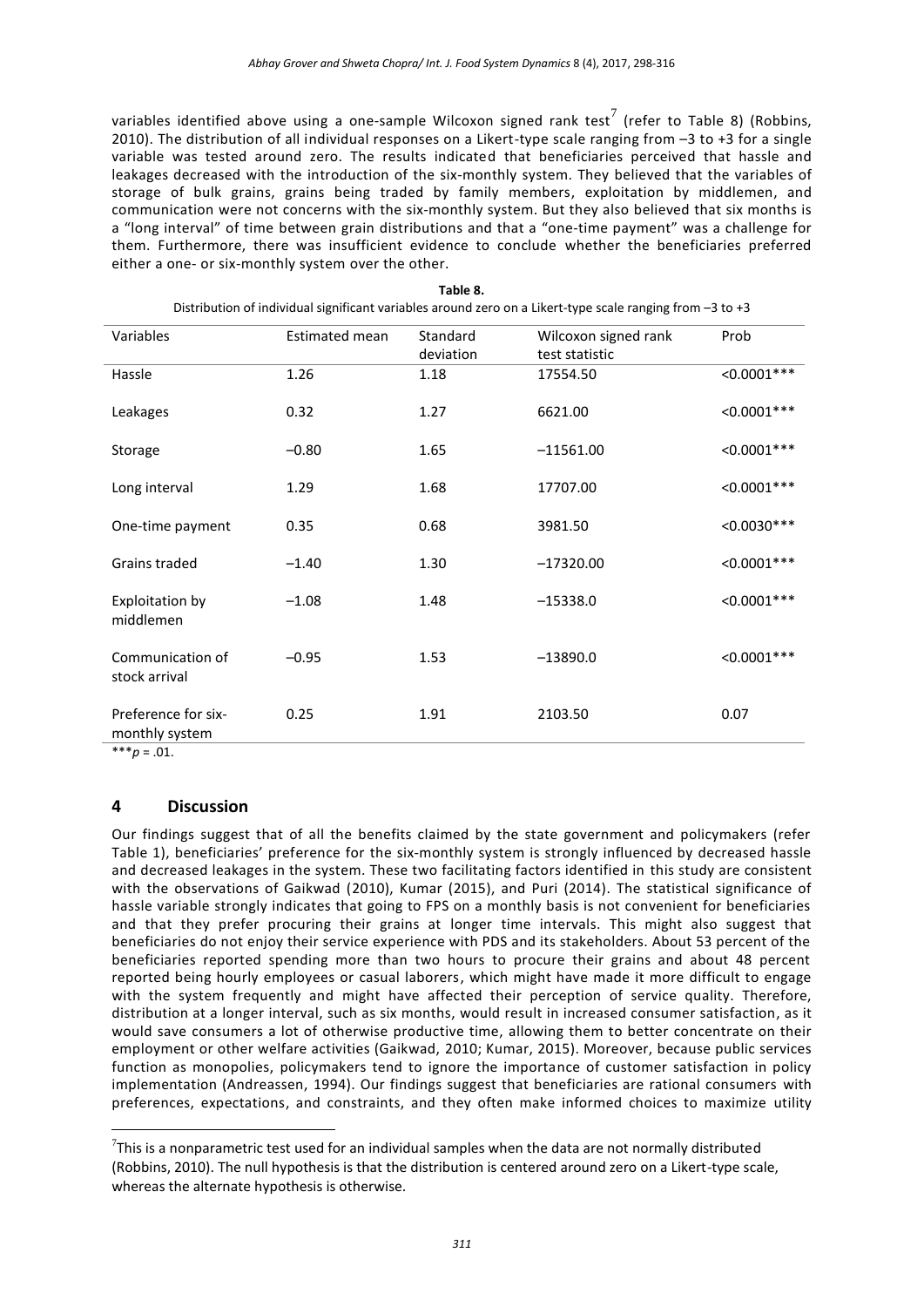variables identified above using a one-sample Wilcoxon signed rank test[7] (refer to Table 8) (Robbins, 2010). The distribution of all individual responses on a Likert-type scale ranging from –3 to +3 for a single variable was tested around zero. The results indicated that beneficiaries perceived that hassle and leakages decreased with the introduction of the six-monthly system. They believed that the variables of storage of bulk grains, grains being traded by family members, exploitation by middlemen, and communication were not concerns with the six-monthly system. But they also believed that six months is a "long interval" of time between grain distributions and that a "one-time payment" was a challenge for them. Furthermore, there was insufficient evidence to conclude whether the beneficiaries preferred either a one- or six-monthly system over the other.

**Table 8.**
Distribution of individual significant variables around zero on a Likert-type scale ranging from –3 to +3

| Variables | Estimated mean | Standard deviation | Wilcoxon signed rank test statistic | Prob |
|---|---|---|---|---|
| Hassle | 1.26 | 1.18 | 17554.50 | <0.0001*** |
| Leakages | 0.32 | 1.27 | 6621.00 | <0.0001*** |
| Storage | –0.80 | 1.65 | –11561.00 | <0.0001*** |
| Long interval | 1.29 | 1.68 | 17707.00 | <0.0001*** |
| One-time payment | 0.35 | 0.68 | 3981.50 | <0.0030*** |
| Grains traded | –1.40 | 1.30 | –17320.00 | <0.0001*** |
| Exploitation by middlemen | –1.08 | 1.48 | –15338.0 | <0.0001*** |
| Communication of stock arrival | –0.95 | 1.53 | –13890.0 | <0.0001*** |
| Preference for six-monthly system | 0.25 | 1.91 | 2103.50 | 0.07 |

***$p = .01$.

## 4 Discussion

Our findings suggest that of all the benefits claimed by the state government and policymakers (refer Table 1), beneficiaries' preference for the six-monthly system is strongly influenced by decreased hassle and decreased leakages in the system. These two facilitating factors identified in this study are consistent with the observations of Gaikwad (2010), Kumar (2015), and Puri (2014). The statistical significance of hassle variable strongly indicates that going to FPS on a monthly basis is not convenient for beneficiaries and that they prefer procuring their grains at longer time intervals. This might also suggest that beneficiaries do not enjoy their service experience with PDS and its stakeholders. About 53 percent of the beneficiaries reported spending more than two hours to procure their grains and about 48 percent reported being hourly employees or casual laborers, which might have made it more difficult to engage with the system frequently and might have affected their perception of service quality. Therefore, distribution at a longer interval, such as six months, would result in increased consumer satisfaction, as it would save consumers a lot of otherwise productive time, allowing them to better concentrate on their employment or other welfare activities (Gaikwad, 2010; Kumar, 2015). Moreover, because public services function as monopolies, policymakers tend to ignore the importance of customer satisfaction in policy implementation (Andreassen, 1994). Our findings suggest that beneficiaries are rational consumers with preferences, expectations, and constraints, and they often make informed choices to maximize utility

[7]This is a nonparametric test used for an individual samples when the data are not normally distributed (Robbins, 2010). The null hypothesis is that the distribution is centered around zero on a Likert-type scale, whereas the alternate hypothesis is otherwise.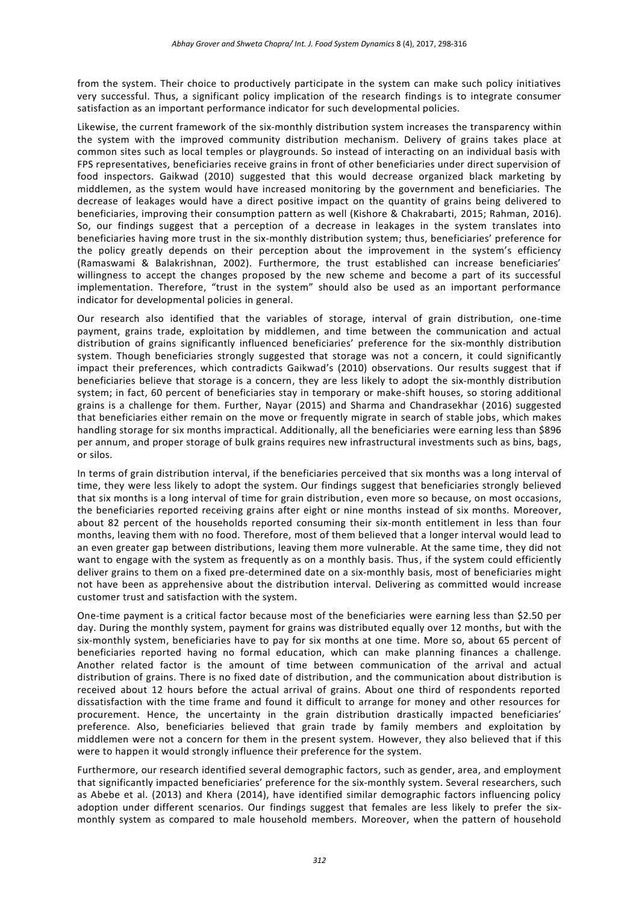from the system. Their choice to productively participate in the system can make such policy initiatives very successful. Thus, a significant policy implication of the research findings is to integrate consumer satisfaction as an important performance indicator for such developmental policies.

Likewise, the current framework of the six-monthly distribution system increases the transparency within the system with the improved community distribution mechanism. Delivery of grains takes place at common sites such as local temples or playgrounds. So instead of interacting on an individual basis with FPS representatives, beneficiaries receive grains in front of other beneficiaries under direct supervision of food inspectors. Gaikwad (2010) suggested that this would decrease organized black marketing by middlemen, as the system would have increased monitoring by the government and beneficiaries. The decrease of leakages would have a direct positive impact on the quantity of grains being delivered to beneficiaries, improving their consumption pattern as well (Kishore & Chakrabarti, 2015; Rahman, 2016). So, our findings suggest that a perception of a decrease in leakages in the system translates into beneficiaries having more trust in the six-monthly distribution system; thus, beneficiaries' preference for the policy greatly depends on their perception about the improvement in the system's efficiency (Ramaswami & Balakrishnan, 2002). Furthermore, the trust established can increase beneficiaries' willingness to accept the changes proposed by the new scheme and become a part of its successful implementation. Therefore, "trust in the system" should also be used as an important performance indicator for developmental policies in general.

Our research also identified that the variables of storage, interval of grain distribution, one-time payment, grains trade, exploitation by middlemen, and time between the communication and actual distribution of grains significantly influenced beneficiaries' preference for the six-monthly distribution system. Though beneficiaries strongly suggested that storage was not a concern, it could significantly impact their preferences, which contradicts Gaikwad's (2010) observations. Our results suggest that if beneficiaries believe that storage is a concern, they are less likely to adopt the six-monthly distribution system; in fact, 60 percent of beneficiaries stay in temporary or make-shift houses, so storing additional grains is a challenge for them. Further, Nayar (2015) and Sharma and Chandrasekhar (2016) suggested that beneficiaries either remain on the move or frequently migrate in search of stable jobs, which makes handling storage for six months impractical. Additionally, all the beneficiaries were earning less than $896 per annum, and proper storage of bulk grains requires new infrastructural investments such as bins, bags, or silos.

In terms of grain distribution interval, if the beneficiaries perceived that six months was a long interval of time, they were less likely to adopt the system. Our findings suggest that beneficiaries strongly believed that six months is a long interval of time for grain distribution, even more so because, on most occasions, the beneficiaries reported receiving grains after eight or nine months instead of six months. Moreover, about 82 percent of the households reported consuming their six-month entitlement in less than four months, leaving them with no food. Therefore, most of them believed that a longer interval would lead to an even greater gap between distributions, leaving them more vulnerable. At the same time, they did not want to engage with the system as frequently as on a monthly basis. Thus, if the system could efficiently deliver grains to them on a fixed pre-determined date on a six-monthly basis, most of beneficiaries might not have been as apprehensive about the distribution interval. Delivering as committed would increase customer trust and satisfaction with the system.

One-time payment is a critical factor because most of the beneficiaries were earning less than $2.50 per day. During the monthly system, payment for grains was distributed equally over 12 months, but with the six-monthly system, beneficiaries have to pay for six months at one time. More so, about 65 percent of beneficiaries reported having no formal education, which can make planning finances a challenge. Another related factor is the amount of time between communication of the arrival and actual distribution of grains. There is no fixed date of distribution, and the communication about distribution is received about 12 hours before the actual arrival of grains. About one third of respondents reported dissatisfaction with the time frame and found it difficult to arrange for money and other resources for procurement. Hence, the uncertainty in the grain distribution drastically impacted beneficiaries' preference. Also, beneficiaries believed that grain trade by family members and exploitation by middlemen were not a concern for them in the present system. However, they also believed that if this were to happen it would strongly influence their preference for the system.

Furthermore, our research identified several demographic factors, such as gender, area, and employment that significantly impacted beneficiaries' preference for the six-monthly system. Several researchers, such as Abebe et al. (2013) and Khera (2014), have identified similar demographic factors influencing policy adoption under different scenarios. Our findings suggest that females are less likely to prefer the six-monthly system as compared to male household members. Moreover, when the pattern of household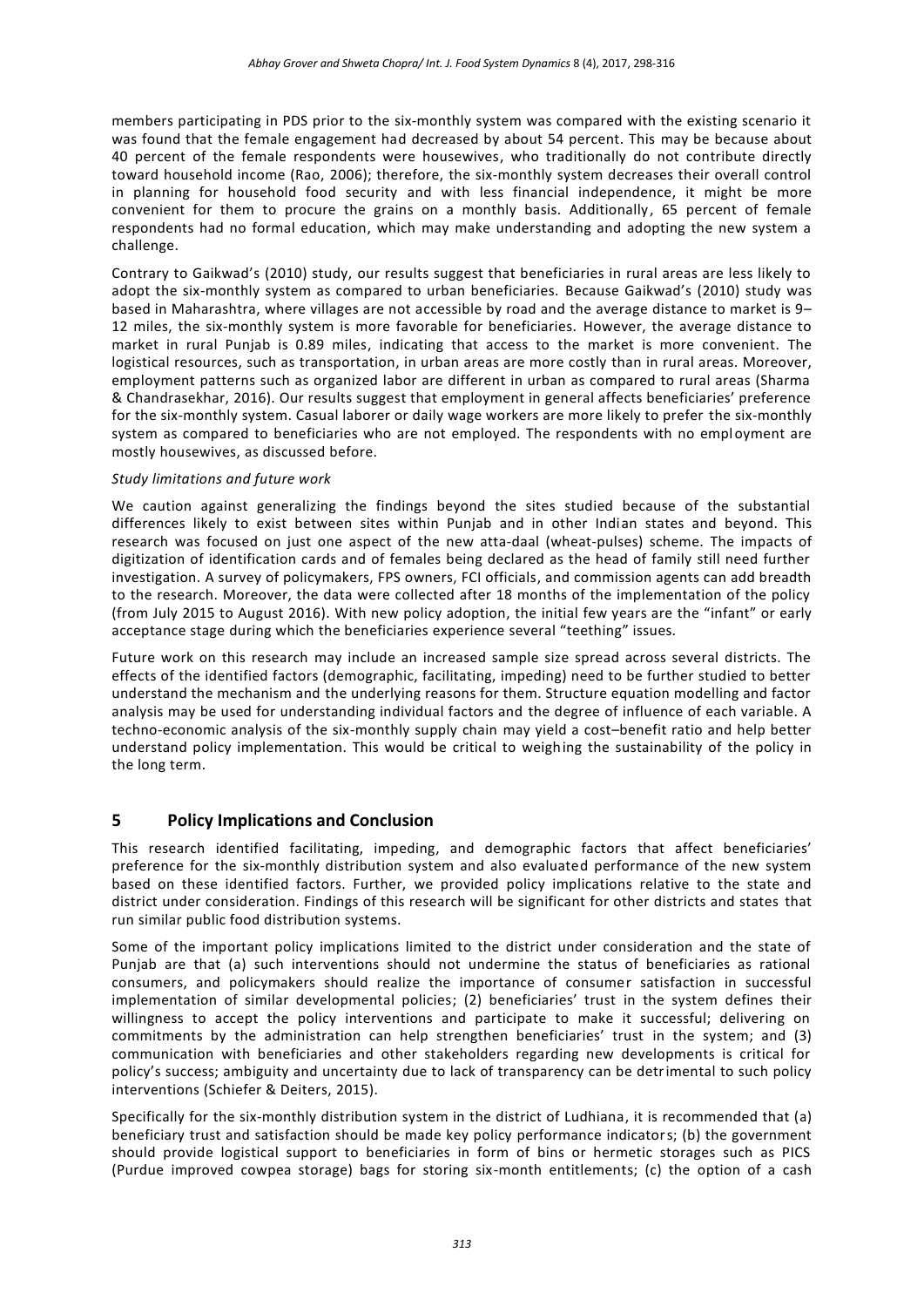members participating in PDS prior to the six-monthly system was compared with the existing scenario it was found that the female engagement had decreased by about 54 percent. This may be because about 40 percent of the female respondents were housewives, who traditionally do not contribute directly toward household income (Rao, 2006); therefore, the six-monthly system decreases their overall control in planning for household food security and with less financial independence, it might be more convenient for them to procure the grains on a monthly basis. Additionally, 65 percent of female respondents had no formal education, which may make understanding and adopting the new system a challenge.

Contrary to Gaikwad's (2010) study, our results suggest that beneficiaries in rural areas are less likely to adopt the six-monthly system as compared to urban beneficiaries. Because Gaikwad's (2010) study was based in Maharashtra, where villages are not accessible by road and the average distance to market is 9–12 miles, the six-monthly system is more favorable for beneficiaries. However, the average distance to market in rural Punjab is 0.89 miles, indicating that access to the market is more convenient. The logistical resources, such as transportation, in urban areas are more costly than in rural areas. Moreover, employment patterns such as organized labor are different in urban as compared to rural areas (Sharma & Chandrasekhar, 2016). Our results suggest that employment in general affects beneficiaries' preference for the six-monthly system. Casual laborer or daily wage workers are more likely to prefer the six-monthly system as compared to beneficiaries who are not employed. The respondents with no employment are mostly housewives, as discussed before.

*Study limitations and future work*

We caution against generalizing the findings beyond the sites studied because of the substantial differences likely to exist between sites within Punjab and in other Indian states and beyond. This research was focused on just one aspect of the new atta-daal (wheat-pulses) scheme. The impacts of digitization of identification cards and of females being declared as the head of family still need further investigation. A survey of policymakers, FPS owners, FCI officials, and commission agents can add breadth to the research. Moreover, the data were collected after 18 months of the implementation of the policy (from July 2015 to August 2016). With new policy adoption, the initial few years are the "infant" or early acceptance stage during which the beneficiaries experience several "teething" issues.

Future work on this research may include an increased sample size spread across several districts. The effects of the identified factors (demographic, facilitating, impeding) need to be further studied to better understand the mechanism and the underlying reasons for them. Structure equation modelling and factor analysis may be used for understanding individual factors and the degree of influence of each variable. A techno-economic analysis of the six-monthly supply chain may yield a cost–benefit ratio and help better understand policy implementation. This would be critical to weighing the sustainability of the policy in the long term.

## 5 Policy Implications and Conclusion

This research identified facilitating, impeding, and demographic factors that affect beneficiaries' preference for the six-monthly distribution system and also evaluated performance of the new system based on these identified factors. Further, we provided policy implications relative to the state and district under consideration. Findings of this research will be significant for other districts and states that run similar public food distribution systems.

Some of the important policy implications limited to the district under consideration and the state of Punjab are that (a) such interventions should not undermine the status of beneficiaries as rational consumers, and policymakers should realize the importance of consumer satisfaction in successful implementation of similar developmental policies; (2) beneficiaries' trust in the system defines their willingness to accept the policy interventions and participate to make it successful; delivering on commitments by the administration can help strengthen beneficiaries' trust in the system; and (3) communication with beneficiaries and other stakeholders regarding new developments is critical for policy's success; ambiguity and uncertainty due to lack of transparency can be detrimental to such policy interventions (Schiefer & Deiters, 2015).

Specifically for the six-monthly distribution system in the district of Ludhiana, it is recommended that (a) beneficiary trust and satisfaction should be made key policy performance indicators; (b) the government should provide logistical support to beneficiaries in form of bins or hermetic storages such as PICS (Purdue improved cowpea storage) bags for storing six-month entitlements; (c) the option of a cash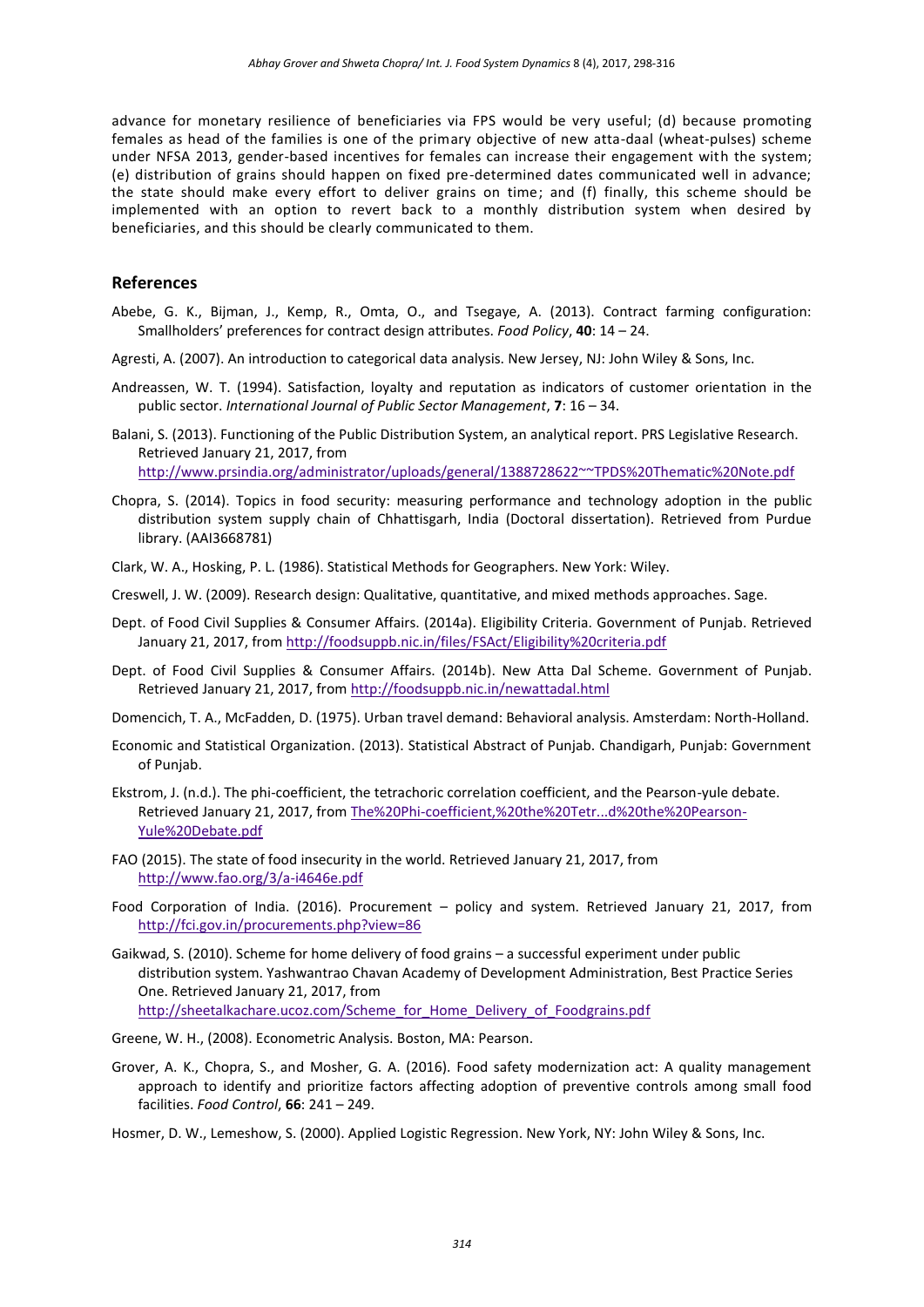advance for monetary resilience of beneficiaries via FPS would be very useful; (d) because promoting females as head of the families is one of the primary objective of new atta-daal (wheat-pulses) scheme under NFSA 2013, gender-based incentives for females can increase their engagement with the system; (e) distribution of grains should happen on fixed pre-determined dates communicated well in advance; the state should make every effort to deliver grains on time; and (f) finally, this scheme should be implemented with an option to revert back to a monthly distribution system when desired by beneficiaries, and this should be clearly communicated to them.

## References

Abebe, G. K., Bijman, J., Kemp, R., Omta, O., and Tsegaye, A. (2013). Contract farming configuration: Smallholders' preferences for contract design attributes. *Food Policy*, **40**: 14 – 24.

Agresti, A. (2007). An introduction to categorical data analysis. New Jersey, NJ: John Wiley & Sons, Inc.

Andreassen, W. T. (1994). Satisfaction, loyalty and reputation as indicators of customer orientation in the public sector. *International Journal of Public Sector Management*, **7**: 16 – 34.

Balani, S. (2013). Functioning of the Public Distribution System, an analytical report. PRS Legislative Research. Retrieved January 21, 2017, from http://www.prsindia.org/administrator/uploads/general/1388728622~~TPDS%20Thematic%20Note.pdf

Chopra, S. (2014). Topics in food security: measuring performance and technology adoption in the public distribution system supply chain of Chhattisgarh, India (Doctoral dissertation). Retrieved from Purdue library. (AAI3668781)

Clark, W. A., Hosking, P. L. (1986). Statistical Methods for Geographers. New York: Wiley.

Creswell, J. W. (2009). Research design: Qualitative, quantitative, and mixed methods approaches. Sage.

Dept. of Food Civil Supplies & Consumer Affairs. (2014a). Eligibility Criteria. Government of Punjab. Retrieved January 21, 2017, from http://foodsuppb.nic.in/files/FSAct/Eligibility%20criteria.pdf

Dept. of Food Civil Supplies & Consumer Affairs. (2014b). New Atta Dal Scheme. Government of Punjab. Retrieved January 21, 2017, from http://foodsuppb.nic.in/newattadal.html

Domencich, T. A., McFadden, D. (1975). Urban travel demand: Behavioral analysis. Amsterdam: North-Holland.

Economic and Statistical Organization. (2013). Statistical Abstract of Punjab. Chandigarh, Punjab: Government of Punjab.

Ekstrom, J. (n.d.). The phi-coefficient, the tetrachoric correlation coefficient, and the Pearson-yule debate. Retrieved January 21, 2017, from The%20Phi-coefficient,%20the%20Tetr...d%20the%20Pearson-Yule%20Debate.pdf

FAO (2015). The state of food insecurity in the world. Retrieved January 21, 2017, from http://www.fao.org/3/a-i4646e.pdf

Food Corporation of India. (2016). Procurement – policy and system. Retrieved January 21, 2017, from http://fci.gov.in/procurements.php?view=86

Gaikwad, S. (2010). Scheme for home delivery of food grains – a successful experiment under public distribution system. Yashwantrao Chavan Academy of Development Administration, Best Practice Series One. Retrieved January 21, 2017, from http://sheetalkachare.ucoz.com/Scheme_for_Home_Delivery_of_Foodgrains.pdf

Greene, W. H., (2008). Econometric Analysis. Boston, MA: Pearson.

Grover, A. K., Chopra, S., and Mosher, G. A. (2016). Food safety modernization act: A quality management approach to identify and prioritize factors affecting adoption of preventive controls among small food facilities. *Food Control*, **66**: 241 – 249.

Hosmer, D. W., Lemeshow, S. (2000). Applied Logistic Regression. New York, NY: John Wiley & Sons, Inc.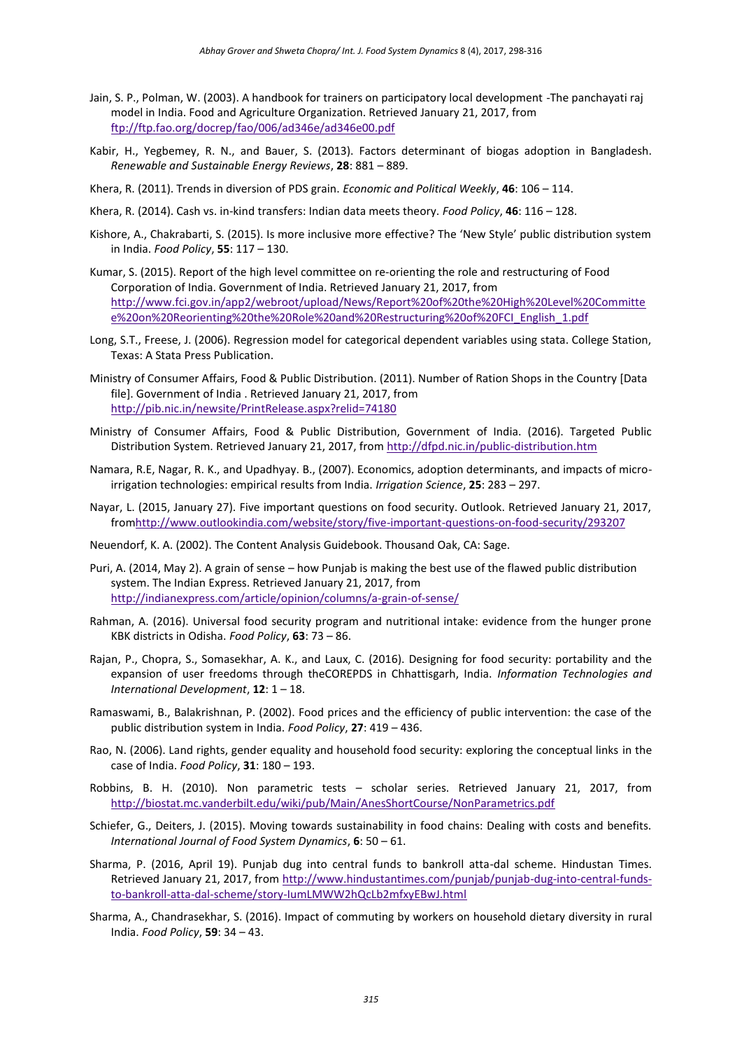Jain, S. P., Polman, W. (2003). A handbook for trainers on participatory local development -The panchayati raj model in India. Food and Agriculture Organization. Retrieved January 21, 2017, from ftp://ftp.fao.org/docrep/fao/006/ad346e/ad346e00.pdf

Kabir, H., Yegbemey, R. N., and Bauer, S. (2013). Factors determinant of biogas adoption in Bangladesh. *Renewable and Sustainable Energy Reviews*, **28**: 881 – 889.

Khera, R. (2011). Trends in diversion of PDS grain. *Economic and Political Weekly*, **46**: 106 – 114.

Khera, R. (2014). Cash vs. in-kind transfers: Indian data meets theory. *Food Policy*, **46**: 116 – 128.

Kishore, A., Chakrabarti, S. (2015). Is more inclusive more effective? The 'New Style' public distribution system in India. *Food Policy*, **55**: 117 – 130.

Kumar, S. (2015). Report of the high level committee on re-orienting the role and restructuring of Food Corporation of India. Government of India. Retrieved January 21, 2017, from http://www.fci.gov.in/app2/webroot/upload/News/Report%20of%20the%20High%20Level%20Committee%20on%20Reorienting%20the%20Role%20and%20Restructuring%20of%20FCI_English_1.pdf

Long, S.T., Freese, J. (2006). Regression model for categorical dependent variables using stata. College Station, Texas: A Stata Press Publication.

Ministry of Consumer Affairs, Food & Public Distribution. (2011). Number of Ration Shops in the Country [Data file]. Government of India . Retrieved January 21, 2017, from http://pib.nic.in/newsite/PrintRelease.aspx?relid=74180

Ministry of Consumer Affairs, Food & Public Distribution, Government of India. (2016). Targeted Public Distribution System. Retrieved January 21, 2017, from http://dfpd.nic.in/public-distribution.htm

Namara, R.E, Nagar, R. K., and Upadhyay. B., (2007). Economics, adoption determinants, and impacts of micro-irrigation technologies: empirical results from India. *Irrigation Science*, **25**: 283 – 297.

Nayar, L. (2015, January 27). Five important questions on food security. Outlook. Retrieved January 21, 2017, fromhttp://www.outlookindia.com/website/story/five-important-questions-on-food-security/293207

Neuendorf, K. A. (2002). The Content Analysis Guidebook. Thousand Oak, CA: Sage.

Puri, A. (2014, May 2). A grain of sense – how Punjab is making the best use of the flawed public distribution system. The Indian Express. Retrieved January 21, 2017, from http://indianexpress.com/article/opinion/columns/a-grain-of-sense/

Rahman, A. (2016). Universal food security program and nutritional intake: evidence from the hunger prone KBK districts in Odisha. *Food Policy*, **63**: 73 – 86.

Rajan, P., Chopra, S., Somasekhar, A. K., and Laux, C. (2016). Designing for food security: portability and the expansion of user freedoms through theCOREPDS in Chhattisgarh, India. *Information Technologies and International Development*, **12**: 1 – 18.

Ramaswami, B., Balakrishnan, P. (2002). Food prices and the efficiency of public intervention: the case of the public distribution system in India. *Food Policy*, **27**: 419 – 436.

Rao, N. (2006). Land rights, gender equality and household food security: exploring the conceptual links in the case of India. *Food Policy*, **31**: 180 – 193.

Robbins, B. H. (2010). Non parametric tests – scholar series. Retrieved January 21, 2017, from http://biostat.mc.vanderbilt.edu/wiki/pub/Main/AnesShortCourse/NonParametrics.pdf

Schiefer, G., Deiters, J. (2015). Moving towards sustainability in food chains: Dealing with costs and benefits. *International Journal of Food System Dynamics*, **6**: 50 – 61.

Sharma, P. (2016, April 19). Punjab dug into central funds to bankroll atta-dal scheme. Hindustan Times. Retrieved January 21, 2017, from http://www.hindustantimes.com/punjab/punjab-dug-into-central-funds-to-bankroll-atta-dal-scheme/story-IumLMWW2hQcLb2mfxyEBwJ.html

Sharma, A., Chandrasekhar, S. (2016). Impact of commuting by workers on household dietary diversity in rural India. *Food Policy*, **59**: 34 – 43.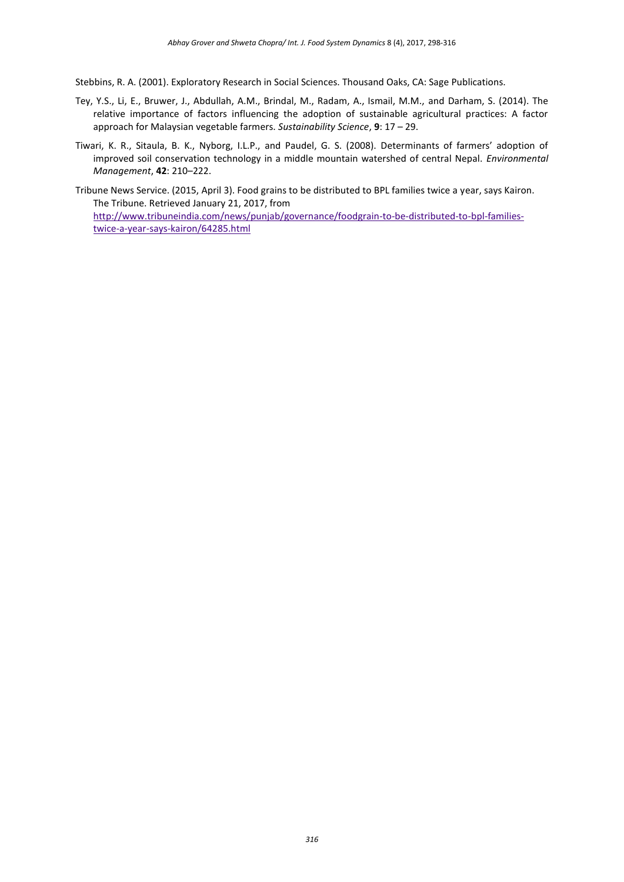Stebbins, R. A. (2001). Exploratory Research in Social Sciences. Thousand Oaks, CA: Sage Publications.

Tey, Y.S., Li, E., Bruwer, J., Abdullah, A.M., Brindal, M., Radam, A., Ismail, M.M., and Darham, S. (2014). The relative importance of factors influencing the adoption of sustainable agricultural practices: A factor approach for Malaysian vegetable farmers. *Sustainability Science*, **9**: 17 – 29.

Tiwari, K. R., Sitaula, B. K., Nyborg, I.L.P., and Paudel, G. S. (2008). Determinants of farmers' adoption of improved soil conservation technology in a middle mountain watershed of central Nepal. *Environmental Management*, **42**: 210–222.

Tribune News Service. (2015, April 3). Food grains to be distributed to BPL families twice a year, says Kairon. The Tribune. Retrieved January 21, 2017, from http://www.tribuneindia.com/news/punjab/governance/foodgrain-to-be-distributed-to-bpl-families-twice-a-year-says-kairon/64285.html